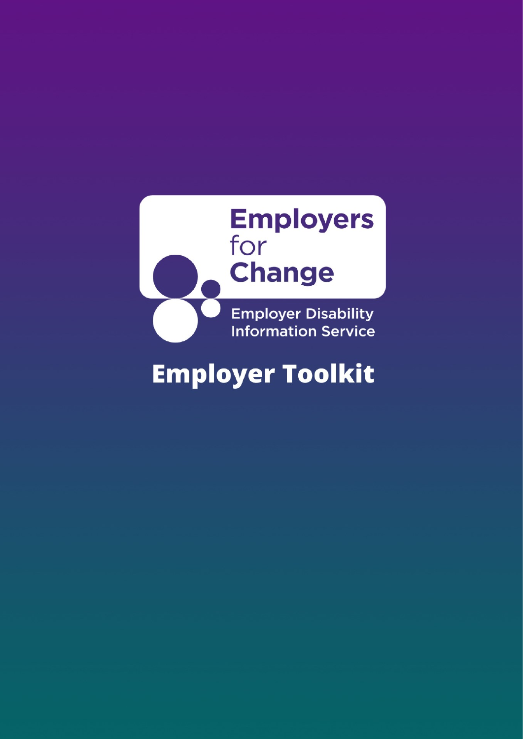Employers for Change

Employer Disability Information Service

# Employer Toolkit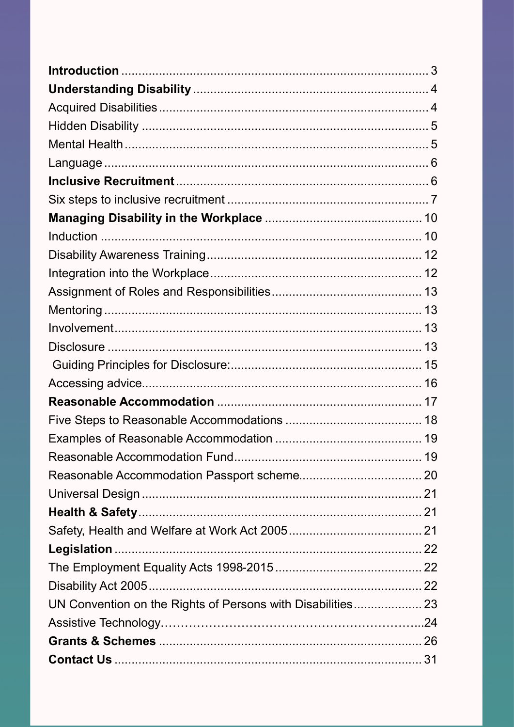**Introduction** ........................................................................................ 3
**Understanding Disability** .................................................................... 4
Acquired Disabilities ............................................................................. 4
Hidden Disability .................................................................................... 5
Mental Health ......................................................................................... 5
Language ............................................................................................... 6
**Inclusive Recruitment** ......................................................................... 6
Six steps to inclusive recruitment ........................................................... 7
**Managing Disability in the Workplace** .............................................. 10
Induction .............................................................................................. 10
Disability Awareness Training .............................................................. 12
Integration into the Workplace .............................................................. 12
Assignment of Roles and Responsibilities ............................................ 13
Mentoring ............................................................................................. 13
Involvement .......................................................................................... 13
Disclosure ............................................................................................ 13
Guiding Principles for Disclosure: ........................................................ 15
Accessing advice .................................................................................. 16
**Reasonable Accommodation** ............................................................ 17
Five Steps to Reasonable Accommodations ......................................... 18
Examples of Reasonable Accommodation ............................................ 19
Reasonable Accommodation Fund ....................................................... 19
Reasonable Accommodation Passport scheme ..................................... 20
Universal Design .................................................................................. 21
**Health & Safety** ................................................................................. 21
Safety, Health and Welfare at Work Act 2005 ....................................... 21
**Legislation** ......................................................................................... 22
The Employment Equality Acts 1998-2015 ........................................... 22
Disability Act 2005 ................................................................................ 22
UN Convention on the Rights of Persons with Disabilities .................... 23
Assistive Technology ............................................................................ 24
**Grants & Schemes** ............................................................................ 26
**Contact Us** ......................................................................................... 31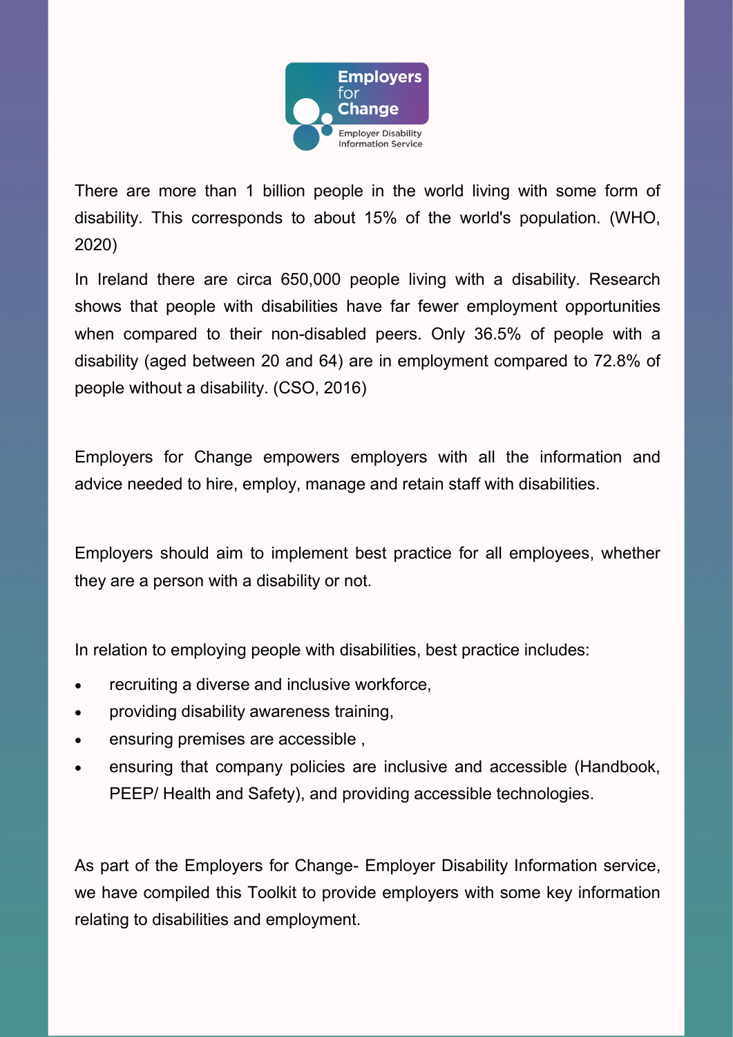There are more than 1 billion people in the world living with some form of disability. This corresponds to about 15% of the world's population. (WHO, 2020)

In Ireland there are circa 650,000 people living with a disability. Research shows that people with disabilities have far fewer employment opportunities when compared to their non-disabled peers. Only 36.5% of people with a disability (aged between 20 and 64) are in employment compared to 72.8% of people without a disability. (CSO, 2016)

Employers for Change empowers employers with all the information and advice needed to hire, employ, manage and retain staff with disabilities.

Employers should aim to implement best practice for all employees, whether they are a person with a disability or not.

In relation to employing people with disabilities, best practice includes:

- recruiting a diverse and inclusive workforce,
- providing disability awareness training,
- ensuring premises are accessible ,
- ensuring that company policies are inclusive and accessible (Handbook, PEEP/ Health and Safety), and providing accessible technologies.

As part of the Employers for Change- Employer Disability Information service, we have compiled this Toolkit to provide employers with some key information relating to disabilities and employment.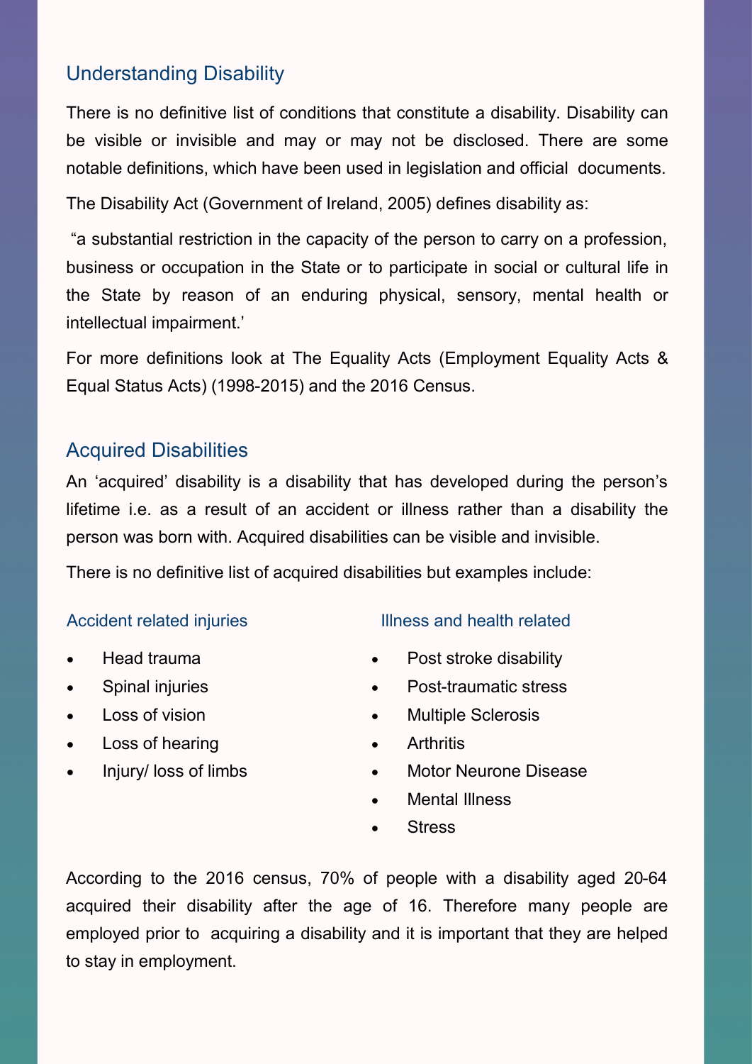## Understanding Disability

There is no definitive list of conditions that constitute a disability. Disability can be visible or invisible and may or may not be disclosed. There are some notable definitions, which have been used in legislation and official documents.

The Disability Act (Government of Ireland, 2005) defines disability as:

"a substantial restriction in the capacity of the person to carry on a profession, business or occupation in the State or to participate in social or cultural life in the State by reason of an enduring physical, sensory, mental health or intellectual impairment.'

For more definitions look at The Equality Acts (Employment Equality Acts & Equal Status Acts) (1998-2015) and the 2016 Census.

## Acquired Disabilities

An 'acquired' disability is a disability that has developed during the person's lifetime i.e. as a result of an accident or illness rather than a disability the person was born with. Acquired disabilities can be visible and invisible.

There is no definitive list of acquired disabilities but examples include:

### Accident related injuries

- Head trauma
- Spinal injuries
- Loss of vision
- Loss of hearing
- Injury/ loss of limbs

### Illness and health related

- Post stroke disability
- Post-traumatic stress
- Multiple Sclerosis
- Arthritis
- Motor Neurone Disease
- Mental Illness
- Stress

According to the 2016 census, 70% of people with a disability aged 20-64 acquired their disability after the age of 16. Therefore many people are employed prior to acquiring a disability and it is important that they are helped to stay in employment.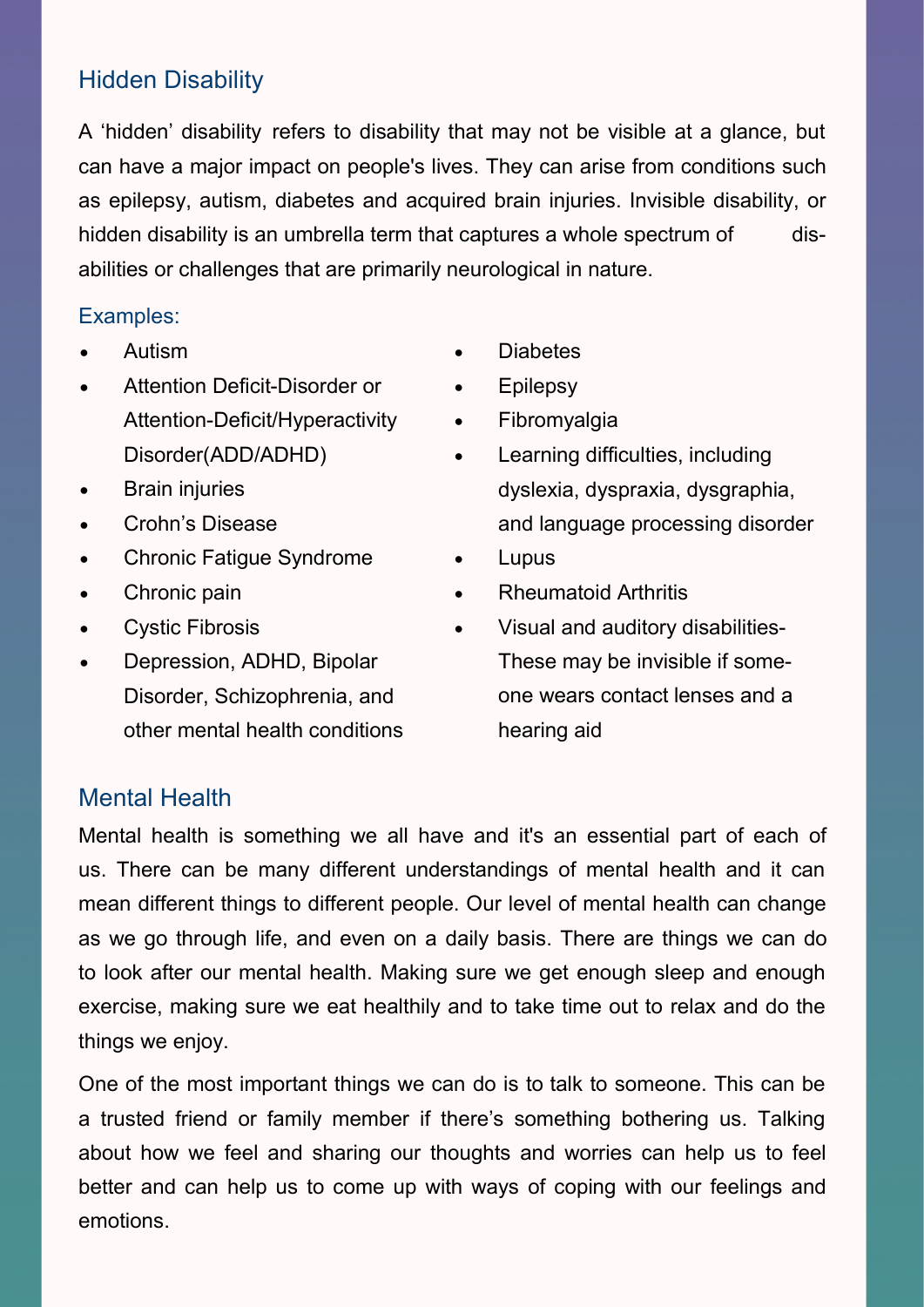## Hidden Disability

A 'hidden' disability refers to disability that may not be visible at a glance, but can have a major impact on people's lives. They can arise from conditions such as epilepsy, autism, diabetes and acquired brain injuries. Invisible disability, or hidden disability is an umbrella term that captures a whole spectrum of disabilities or challenges that are primarily neurological in nature.

### Examples:

- Autism
- Attention Deficit-Disorder or Attention-Deficit/Hyperactivity Disorder(ADD/ADHD)
- Brain injuries
- Crohn's Disease
- Chronic Fatigue Syndrome
- Chronic pain
- Cystic Fibrosis
- Depression, ADHD, Bipolar Disorder, Schizophrenia, and other mental health conditions
- Diabetes
- Epilepsy
- Fibromyalgia
- Learning difficulties, including dyslexia, dyspraxia, dysgraphia, and language processing disorder
- Lupus
- Rheumatoid Arthritis
- Visual and auditory disabilities- These may be invisible if someone wears contact lenses and a hearing aid

## Mental Health

Mental health is something we all have and it's an essential part of each of us. There can be many different understandings of mental health and it can mean different things to different people. Our level of mental health can change as we go through life, and even on a daily basis. There are things we can do to look after our mental health. Making sure we get enough sleep and enough exercise, making sure we eat healthily and to take time out to relax and do the things we enjoy.

One of the most important things we can do is to talk to someone. This can be a trusted friend or family member if there's something bothering us. Talking about how we feel and sharing our thoughts and worries can help us to feel better and can help us to come up with ways of coping with our feelings and emotions.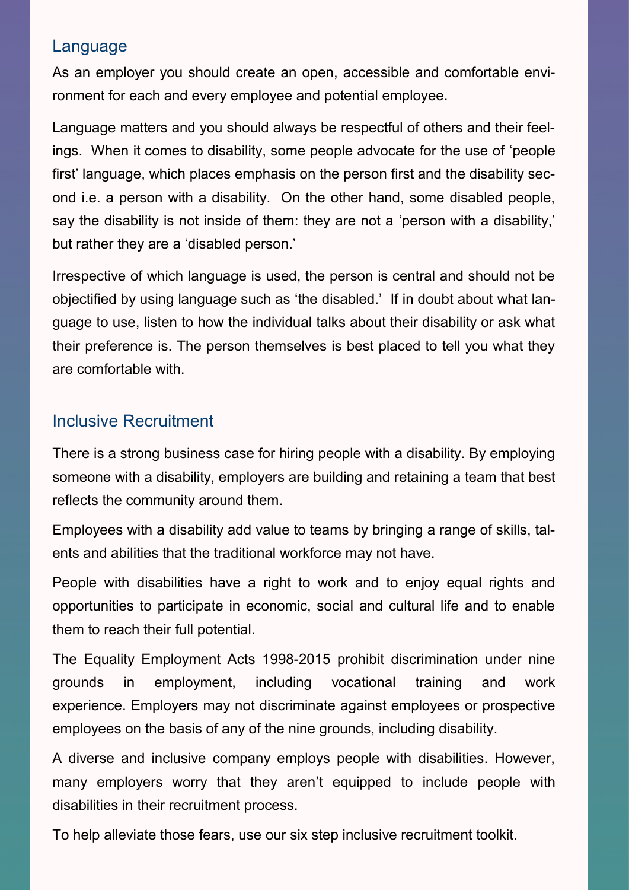## Language

As an employer you should create an open, accessible and comfortable environment for each and every employee and potential employee.

Language matters and you should always be respectful of others and their feelings. When it comes to disability, some people advocate for the use of 'people first' language, which places emphasis on the person first and the disability second i.e. a person with a disability. On the other hand, some disabled people, say the disability is not inside of them: they are not a 'person with a disability,' but rather they are a 'disabled person.'

Irrespective of which language is used, the person is central and should not be objectified by using language such as 'the disabled.' If in doubt about what language to use, listen to how the individual talks about their disability or ask what their preference is. The person themselves is best placed to tell you what they are comfortable with.

## Inclusive Recruitment

There is a strong business case for hiring people with a disability. By employing someone with a disability, employers are building and retaining a team that best reflects the community around them.

Employees with a disability add value to teams by bringing a range of skills, talents and abilities that the traditional workforce may not have.

People with disabilities have a right to work and to enjoy equal rights and opportunities to participate in economic, social and cultural life and to enable them to reach their full potential.

The Equality Employment Acts 1998-2015 prohibit discrimination under nine grounds in employment, including vocational training and work experience. Employers may not discriminate against employees or prospective employees on the basis of any of the nine grounds, including disability.

A diverse and inclusive company employs people with disabilities. However, many employers worry that they aren't equipped to include people with disabilities in their recruitment process.

To help alleviate those fears, use our six step inclusive recruitment toolkit.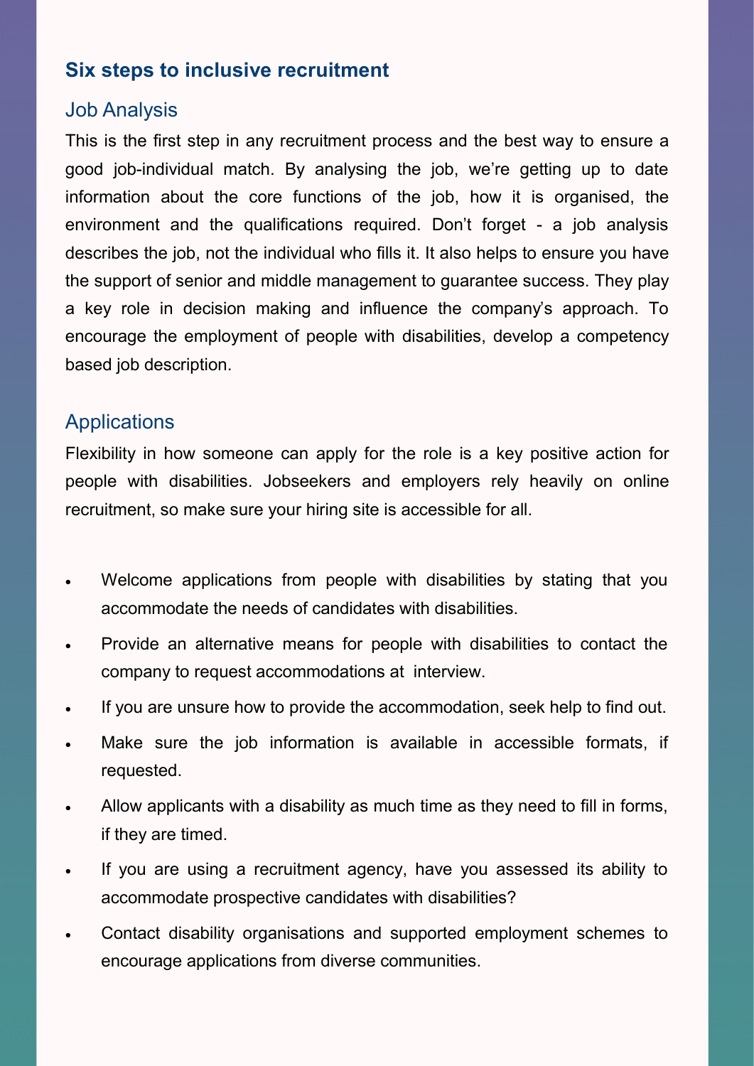## Six steps to inclusive recruitment

### Job Analysis

This is the first step in any recruitment process and the best way to ensure a good job-individual match. By analysing the job, we're getting up to date information about the core functions of the job, how it is organised, the environment and the qualifications required. Don't forget - a job analysis describes the job, not the individual who fills it. It also helps to ensure you have the support of senior and middle management to guarantee success. They play a key role in decision making and influence the company's approach. To encourage the employment of people with disabilities, develop a competency based job description.

### Applications

Flexibility in how someone can apply for the role is a key positive action for people with disabilities. Jobseekers and employers rely heavily on online recruitment, so make sure your hiring site is accessible for all.

- Welcome applications from people with disabilities by stating that you accommodate the needs of candidates with disabilities.
- Provide an alternative means for people with disabilities to contact the company to request accommodations at interview.
- If you are unsure how to provide the accommodation, seek help to find out.
- Make sure the job information is available in accessible formats, if requested.
- Allow applicants with a disability as much time as they need to fill in forms, if they are timed.
- If you are using a recruitment agency, have you assessed its ability to accommodate prospective candidates with disabilities?
- Contact disability organisations and supported employment schemes to encourage applications from diverse communities.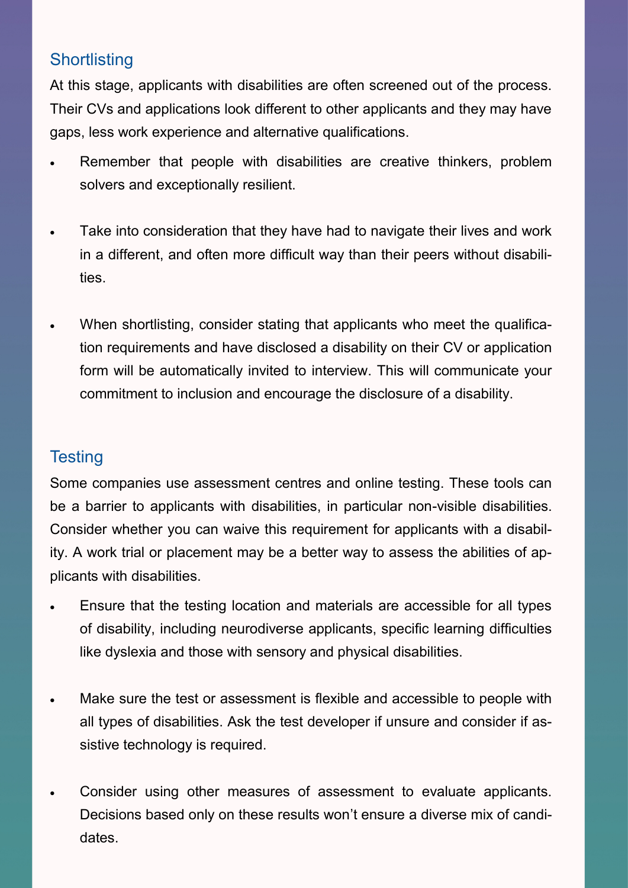## Shortlisting

At this stage, applicants with disabilities are often screened out of the process. Their CVs and applications look different to other applicants and they may have gaps, less work experience and alternative qualifications.

- Remember that people with disabilities are creative thinkers, problem solvers and exceptionally resilient.
- Take into consideration that they have had to navigate their lives and work in a different, and often more difficult way than their peers without disabilities.
- When shortlisting, consider stating that applicants who meet the qualification requirements and have disclosed a disability on their CV or application form will be automatically invited to interview. This will communicate your commitment to inclusion and encourage the disclosure of a disability.

## Testing

Some companies use assessment centres and online testing. These tools can be a barrier to applicants with disabilities, in particular non-visible disabilities. Consider whether you can waive this requirement for applicants with a disability. A work trial or placement may be a better way to assess the abilities of applicants with disabilities.

- Ensure that the testing location and materials are accessible for all types of disability, including neurodiverse applicants, specific learning difficulties like dyslexia and those with sensory and physical disabilities.
- Make sure the test or assessment is flexible and accessible to people with all types of disabilities. Ask the test developer if unsure and consider if assistive technology is required.
- Consider using other measures of assessment to evaluate applicants. Decisions based only on these results won't ensure a diverse mix of candidates.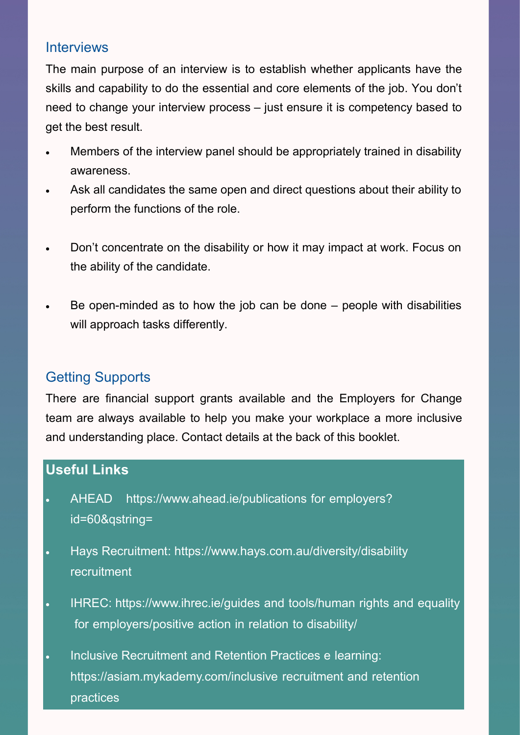## Interviews

The main purpose of an interview is to establish whether applicants have the skills and capability to do the essential and core elements of the job. You don't need to change your interview process – just ensure it is competency based to get the best result.

- Members of the interview panel should be appropriately trained in disability awareness.
- Ask all candidates the same open and direct questions about their ability to perform the functions of the role.
- Don't concentrate on the disability or how it may impact at work. Focus on the ability of the candidate.
- Be open-minded as to how the job can be done – people with disabilities will approach tasks differently.

## Getting Supports

There are financial support grants available and the Employers for Change team are always available to help you make your workplace a more inclusive and understanding place. Contact details at the back of this booklet.

### Useful Links

- AHEAD https://www.ahead.ie/publications for employers?id=60&qstring=
- Hays Recruitment: https://www.hays.com.au/diversity/disability recruitment
- IHREC: https://www.ihrec.ie/guides and tools/human rights and equality for employers/positive action in relation to disability/
- Inclusive Recruitment and Retention Practices e learning: https://asiam.mykademy.com/inclusive recruitment and retention practices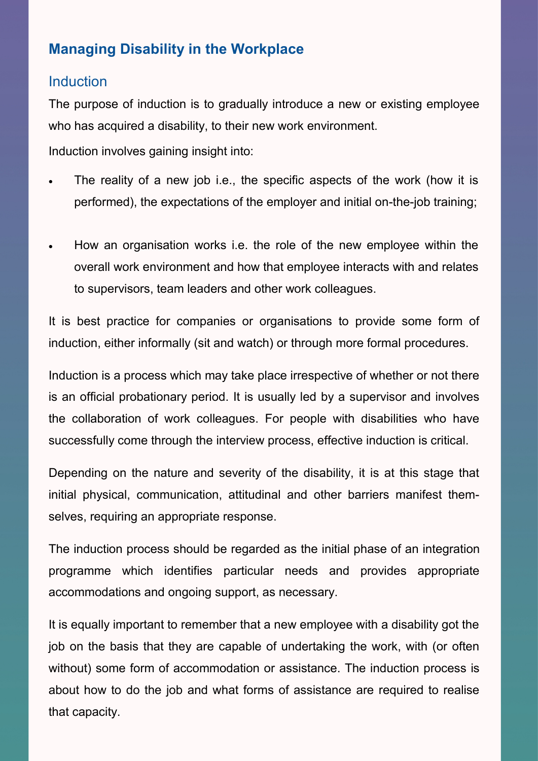## Managing Disability in the Workplace

### Induction

The purpose of induction is to gradually introduce a new or existing employee who has acquired a disability, to their new work environment.

Induction involves gaining insight into:

- The reality of a new job i.e., the specific aspects of the work (how it is performed), the expectations of the employer and initial on-the-job training;
- How an organisation works i.e. the role of the new employee within the overall work environment and how that employee interacts with and relates to supervisors, team leaders and other work colleagues.

It is best practice for companies or organisations to provide some form of induction, either informally (sit and watch) or through more formal procedures.

Induction is a process which may take place irrespective of whether or not there is an official probationary period. It is usually led by a supervisor and involves the collaboration of work colleagues. For people with disabilities who have successfully come through the interview process, effective induction is critical.

Depending on the nature and severity of the disability, it is at this stage that initial physical, communication, attitudinal and other barriers manifest themselves, requiring an appropriate response.

The induction process should be regarded as the initial phase of an integration programme which identifies particular needs and provides appropriate accommodations and ongoing support, as necessary.

It is equally important to remember that a new employee with a disability got the job on the basis that they are capable of undertaking the work, with (or often without) some form of accommodation or assistance. The induction process is about how to do the job and what forms of assistance are required to realise that capacity.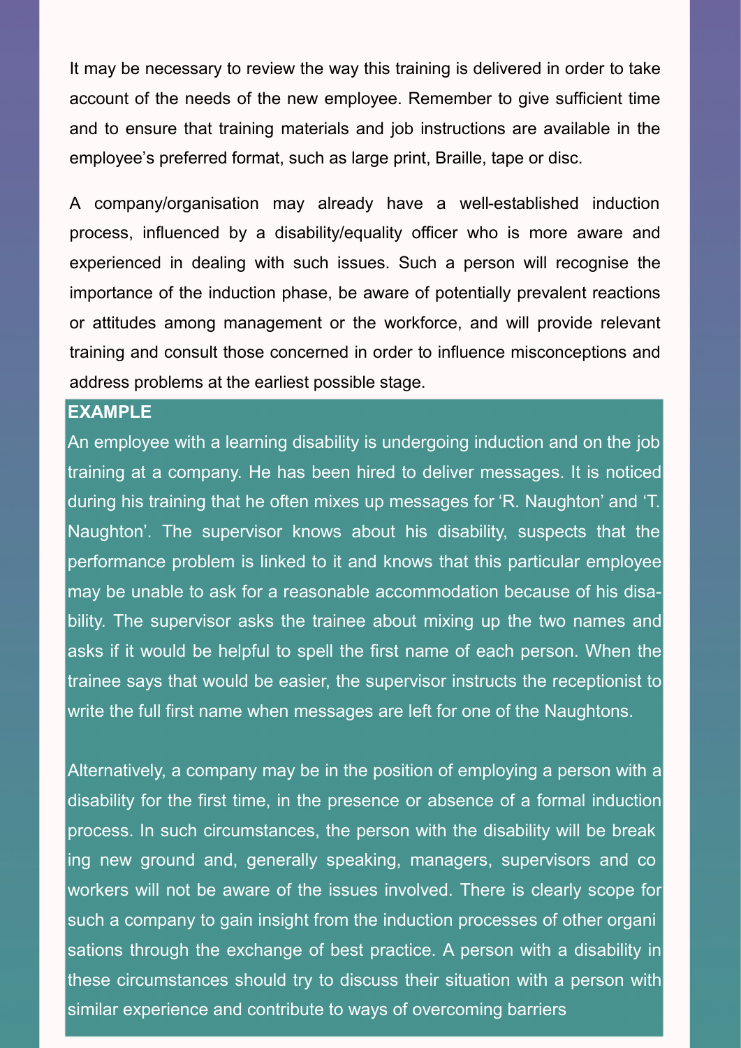It may be necessary to review the way this training is delivered in order to take account of the needs of the new employee. Remember to give sufficient time and to ensure that training materials and job instructions are available in the employee's preferred format, such as large print, Braille, tape or disc.

A company/organisation may already have a well-established induction process, influenced by a disability/equality officer who is more aware and experienced in dealing with such issues. Such a person will recognise the importance of the induction phase, be aware of potentially prevalent reactions or attitudes among management or the workforce, and will provide relevant training and consult those concerned in order to influence misconceptions and address problems at the earliest possible stage.

**EXAMPLE**

An employee with a learning disability is undergoing induction and on the job training at a company. He has been hired to deliver messages. It is noticed during his training that he often mixes up messages for 'R. Naughton' and 'T. Naughton'. The supervisor knows about his disability, suspects that the performance problem is linked to it and knows that this particular employee may be unable to ask for a reasonable accommodation because of his disability. The supervisor asks the trainee about mixing up the two names and asks if it would be helpful to spell the first name of each person. When the trainee says that would be easier, the supervisor instructs the receptionist to write the full first name when messages are left for one of the Naughtons.

Alternatively, a company may be in the position of employing a person with a disability for the first time, in the presence or absence of a formal induction process. In such circumstances, the person with the disability will be breaking new ground and, generally speaking, managers, supervisors and co workers will not be aware of the issues involved. There is clearly scope for such a company to gain insight from the induction processes of other organisations through the exchange of best practice. A person with a disability in these circumstances should try to discuss their situation with a person with similar experience and contribute to ways of overcoming barriers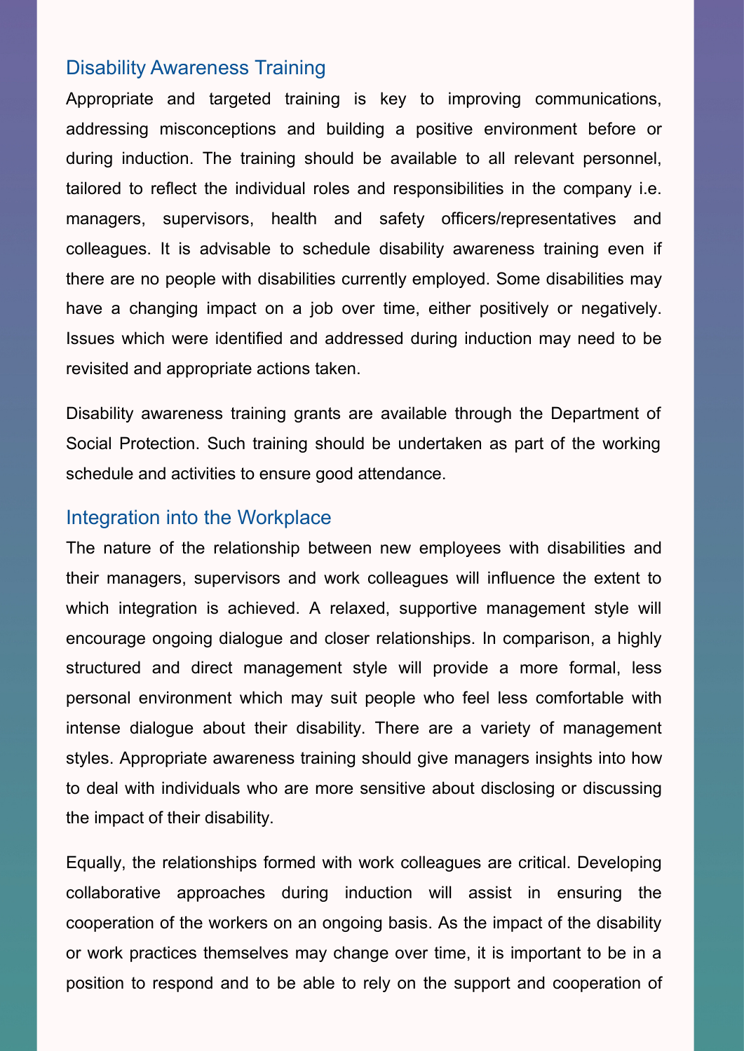## Disability Awareness Training

Appropriate and targeted training is key to improving communications, addressing misconceptions and building a positive environment before or during induction. The training should be available to all relevant personnel, tailored to reflect the individual roles and responsibilities in the company i.e. managers, supervisors, health and safety officers/representatives and colleagues. It is advisable to schedule disability awareness training even if there are no people with disabilities currently employed. Some disabilities may have a changing impact on a job over time, either positively or negatively. Issues which were identified and addressed during induction may need to be revisited and appropriate actions taken.

Disability awareness training grants are available through the Department of Social Protection. Such training should be undertaken as part of the working schedule and activities to ensure good attendance.

## Integration into the Workplace

The nature of the relationship between new employees with disabilities and their managers, supervisors and work colleagues will influence the extent to which integration is achieved. A relaxed, supportive management style will encourage ongoing dialogue and closer relationships. In comparison, a highly structured and direct management style will provide a more formal, less personal environment which may suit people who feel less comfortable with intense dialogue about their disability. There are a variety of management styles. Appropriate awareness training should give managers insights into how to deal with individuals who are more sensitive about disclosing or discussing the impact of their disability.

Equally, the relationships formed with work colleagues are critical. Developing collaborative approaches during induction will assist in ensuring the cooperation of the workers on an ongoing basis. As the impact of the disability or work practices themselves may change over time, it is important to be in a position to respond and to be able to rely on the support and cooperation of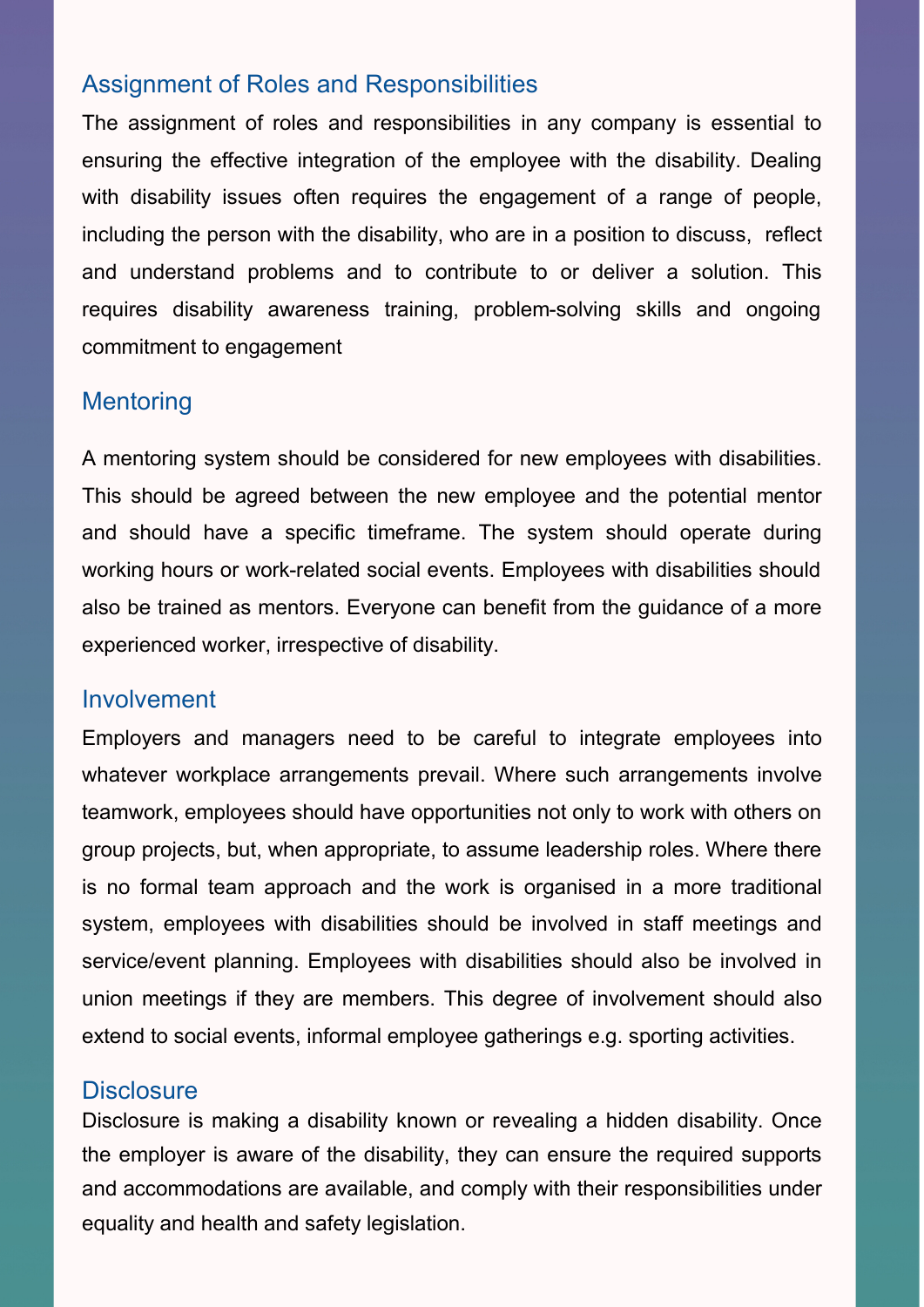## Assignment of Roles and Responsibilities

The assignment of roles and responsibilities in any company is essential to ensuring the effective integration of the employee with the disability. Dealing with disability issues often requires the engagement of a range of people, including the person with the disability, who are in a position to discuss, reflect and understand problems and to contribute to or deliver a solution. This requires disability awareness training, problem-solving skills and ongoing commitment to engagement

## Mentoring

A mentoring system should be considered for new employees with disabilities. This should be agreed between the new employee and the potential mentor and should have a specific timeframe. The system should operate during working hours or work-related social events. Employees with disabilities should also be trained as mentors. Everyone can benefit from the guidance of a more experienced worker, irrespective of disability.

## Involvement

Employers and managers need to be careful to integrate employees into whatever workplace arrangements prevail. Where such arrangements involve teamwork, employees should have opportunities not only to work with others on group projects, but, when appropriate, to assume leadership roles. Where there is no formal team approach and the work is organised in a more traditional system, employees with disabilities should be involved in staff meetings and service/event planning. Employees with disabilities should also be involved in union meetings if they are members. This degree of involvement should also extend to social events, informal employee gatherings e.g. sporting activities.

## Disclosure

Disclosure is making a disability known or revealing a hidden disability. Once the employer is aware of the disability, they can ensure the required supports and accommodations are available, and comply with their responsibilities under equality and health and safety legislation.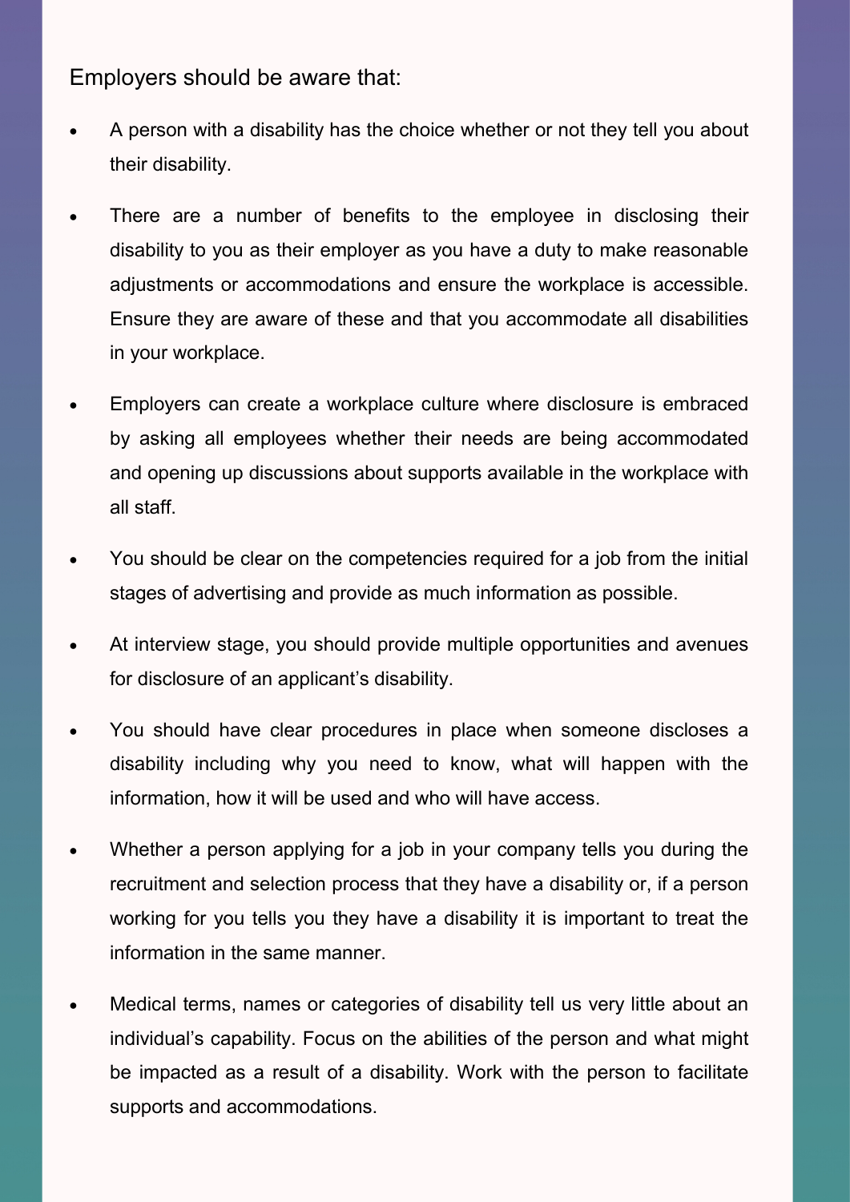Employers should be aware that:

- A person with a disability has the choice whether or not they tell you about their disability.
- There are a number of benefits to the employee in disclosing their disability to you as their employer as you have a duty to make reasonable adjustments or accommodations and ensure the workplace is accessible. Ensure they are aware of these and that you accommodate all disabilities in your workplace.
- Employers can create a workplace culture where disclosure is embraced by asking all employees whether their needs are being accommodated and opening up discussions about supports available in the workplace with all staff.
- You should be clear on the competencies required for a job from the initial stages of advertising and provide as much information as possible.
- At interview stage, you should provide multiple opportunities and avenues for disclosure of an applicant's disability.
- You should have clear procedures in place when someone discloses a disability including why you need to know, what will happen with the information, how it will be used and who will have access.
- Whether a person applying for a job in your company tells you during the recruitment and selection process that they have a disability or, if a person working for you tells you they have a disability it is important to treat the information in the same manner.
- Medical terms, names or categories of disability tell us very little about an individual's capability. Focus on the abilities of the person and what might be impacted as a result of a disability. Work with the person to facilitate supports and accommodations.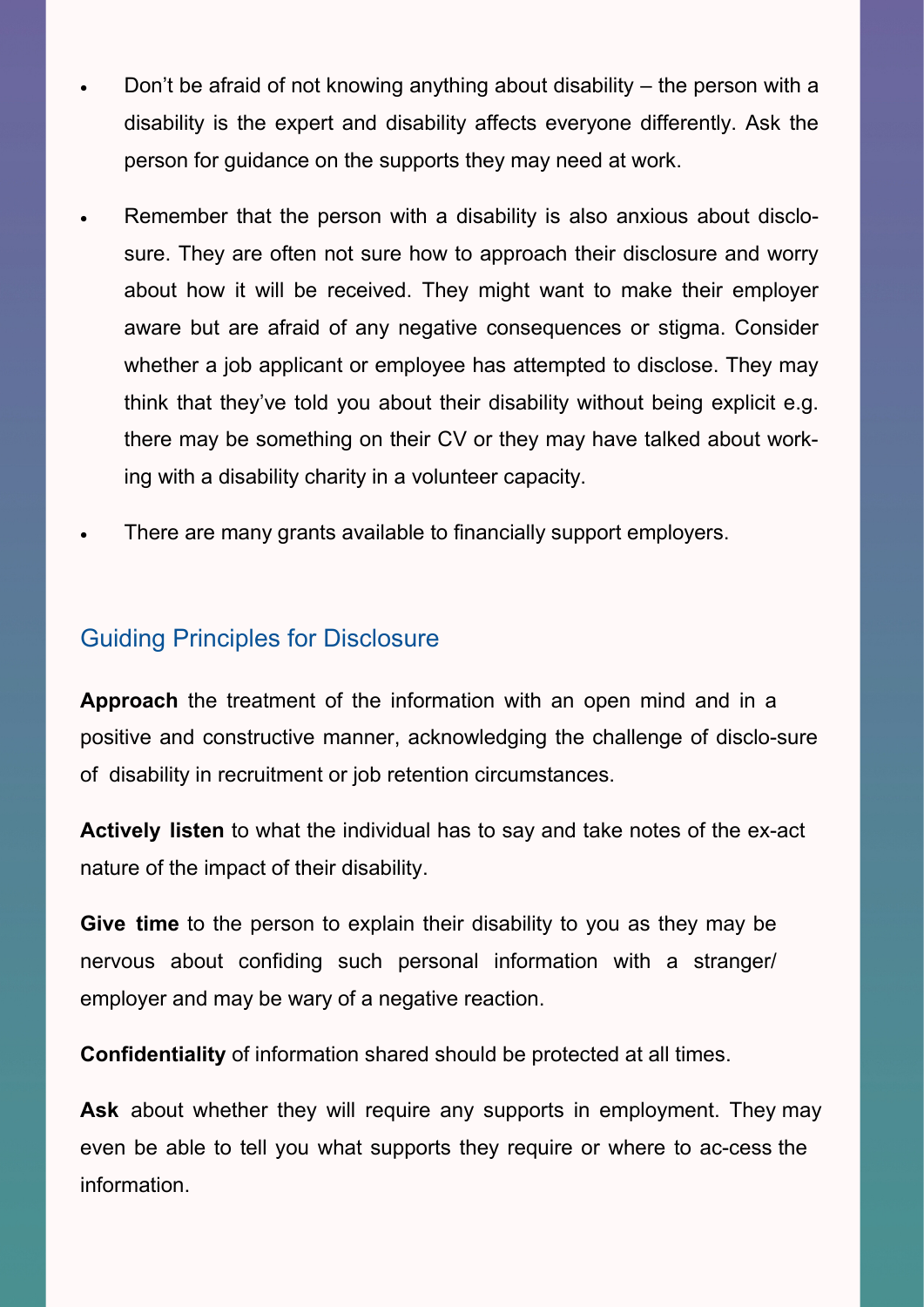- Don't be afraid of not knowing anything about disability – the person with a disability is the expert and disability affects everyone differently. Ask the person for guidance on the supports they may need at work.
- Remember that the person with a disability is also anxious about disclosure. They are often not sure how to approach their disclosure and worry about how it will be received. They might want to make their employer aware but are afraid of any negative consequences or stigma. Consider whether a job applicant or employee has attempted to disclose. They may think that they've told you about their disability without being explicit e.g. there may be something on their CV or they may have talked about working with a disability charity in a volunteer capacity.
- There are many grants available to financially support employers.

## Guiding Principles for Disclosure

**Approach** the treatment of the information with an open mind and in a positive and constructive manner, acknowledging the challenge of disclo-sure of disability in recruitment or job retention circumstances.

**Actively listen** to what the individual has to say and take notes of the ex-act nature of the impact of their disability.

**Give time** to the person to explain their disability to you as they may be nervous about confiding such personal information with a stranger/ employer and may be wary of a negative reaction.

**Confidentiality** of information shared should be protected at all times.

**Ask** about whether they will require any supports in employment. They may even be able to tell you what supports they require or where to ac-cess the information.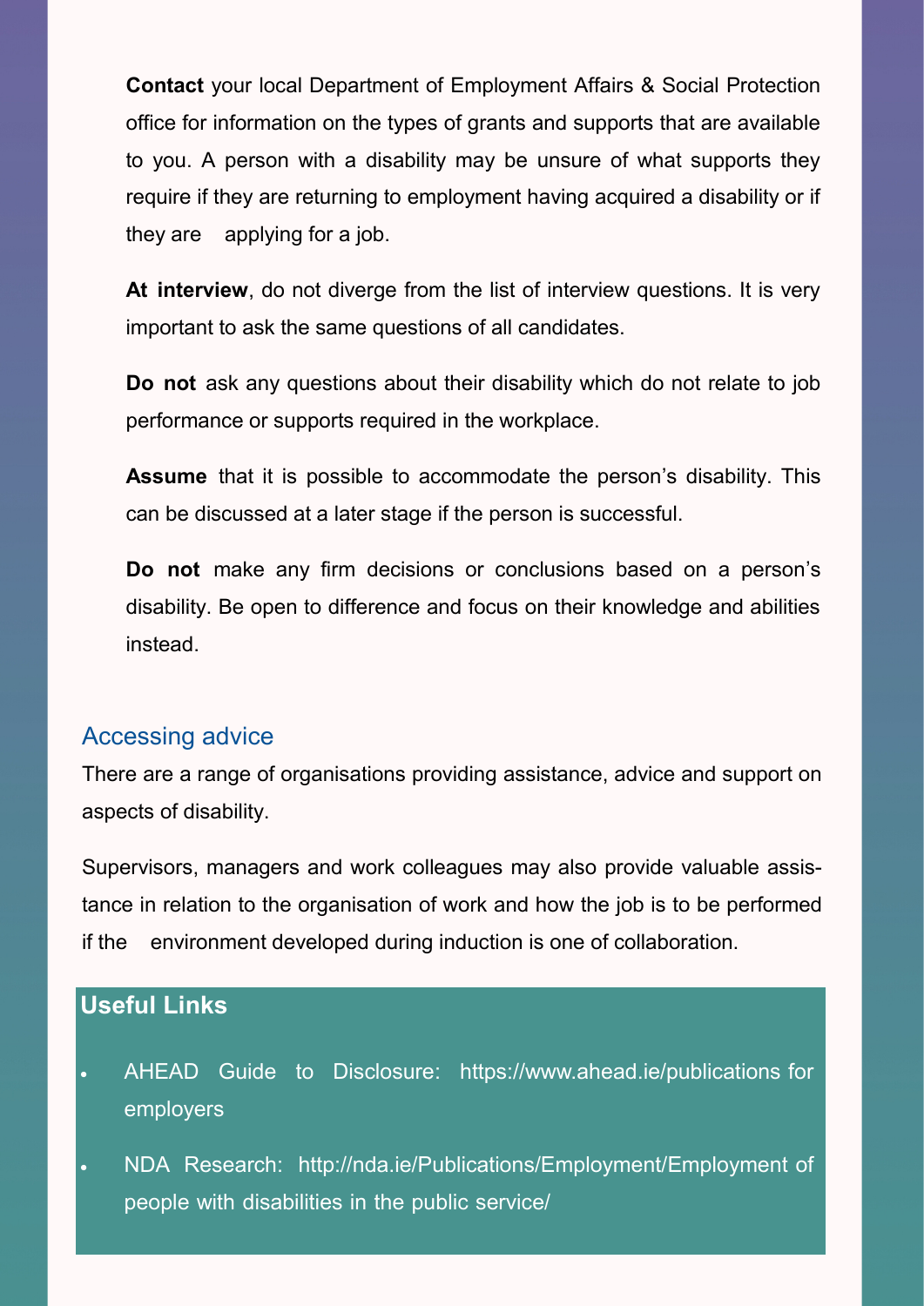**Contact** your local Department of Employment Affairs & Social Protection office for information on the types of grants and supports that are available to you. A person with a disability may be unsure of what supports they require if they are returning to employment having acquired a disability or if they are applying for a job.

**At interview**, do not diverge from the list of interview questions. It is very important to ask the same questions of all candidates.

**Do not** ask any questions about their disability which do not relate to job performance or supports required in the workplace.

**Assume** that it is possible to accommodate the person's disability. This can be discussed at a later stage if the person is successful.

**Do not** make any firm decisions or conclusions based on a person's disability. Be open to difference and focus on their knowledge and abilities instead.

## Accessing advice

There are a range of organisations providing assistance, advice and support on aspects of disability.

Supervisors, managers and work colleagues may also provide valuable assistance in relation to the organisation of work and how the job is to be performed if the environment developed during induction is one of collaboration.

### Useful Links

- AHEAD Guide to Disclosure: https://www.ahead.ie/publications for employers
- NDA Research: http://nda.ie/Publications/Employment/Employment of people with disabilities in the public service/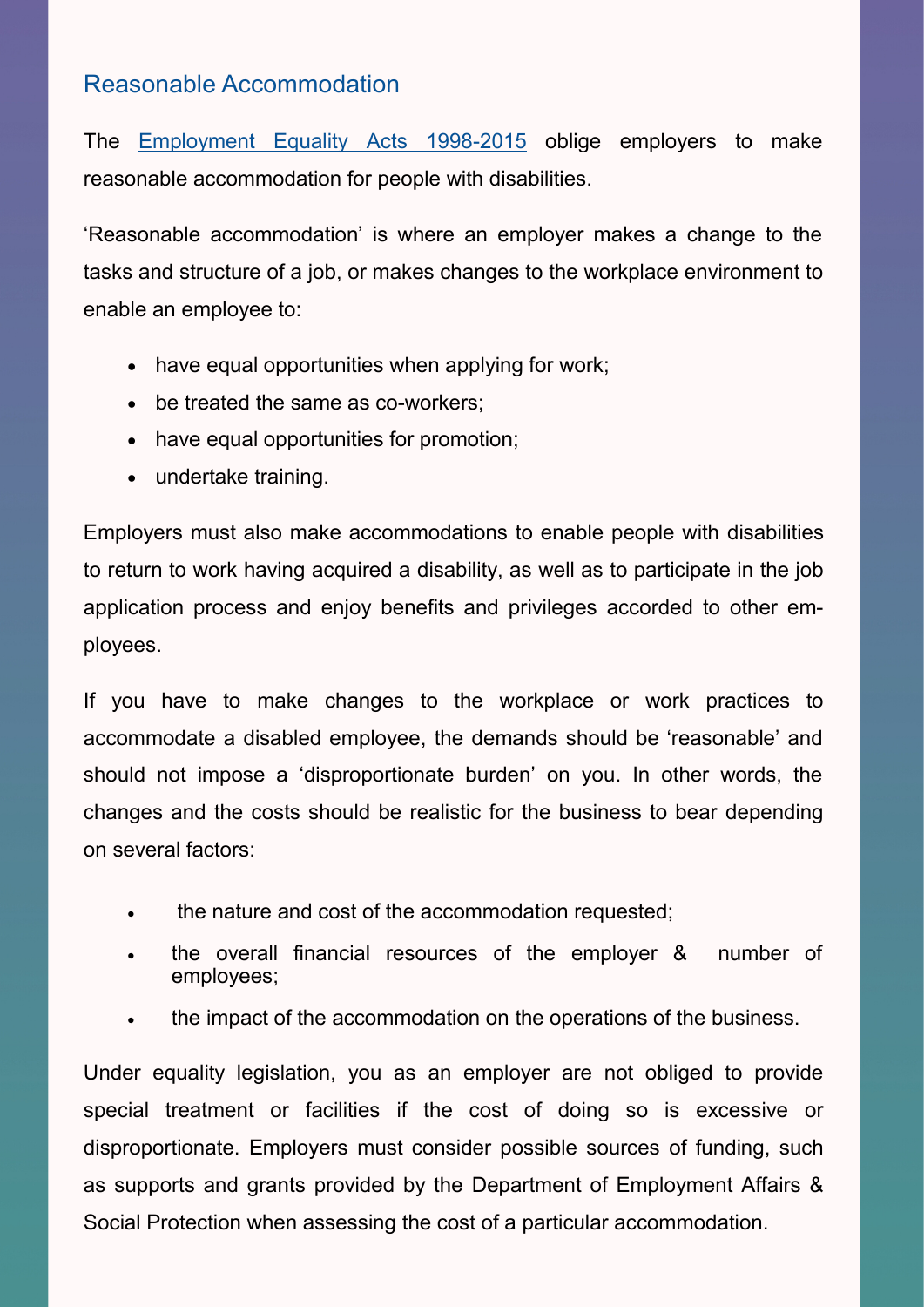## Reasonable Accommodation

The Employment Equality Acts 1998-2015 oblige employers to make reasonable accommodation for people with disabilities.

'Reasonable accommodation' is where an employer makes a change to the tasks and structure of a job, or makes changes to the workplace environment to enable an employee to:

- have equal opportunities when applying for work;
- be treated the same as co-workers;
- have equal opportunities for promotion;
- undertake training.

Employers must also make accommodations to enable people with disabilities to return to work having acquired a disability, as well as to participate in the job application process and enjoy benefits and privileges accorded to other employees.

If you have to make changes to the workplace or work practices to accommodate a disabled employee, the demands should be 'reasonable' and should not impose a 'disproportionate burden' on you. In other words, the changes and the costs should be realistic for the business to bear depending on several factors:

- the nature and cost of the accommodation requested;
- the overall financial resources of the employer & number of employees;
- the impact of the accommodation on the operations of the business.

Under equality legislation, you as an employer are not obliged to provide special treatment or facilities if the cost of doing so is excessive or disproportionate. Employers must consider possible sources of funding, such as supports and grants provided by the Department of Employment Affairs & Social Protection when assessing the cost of a particular accommodation.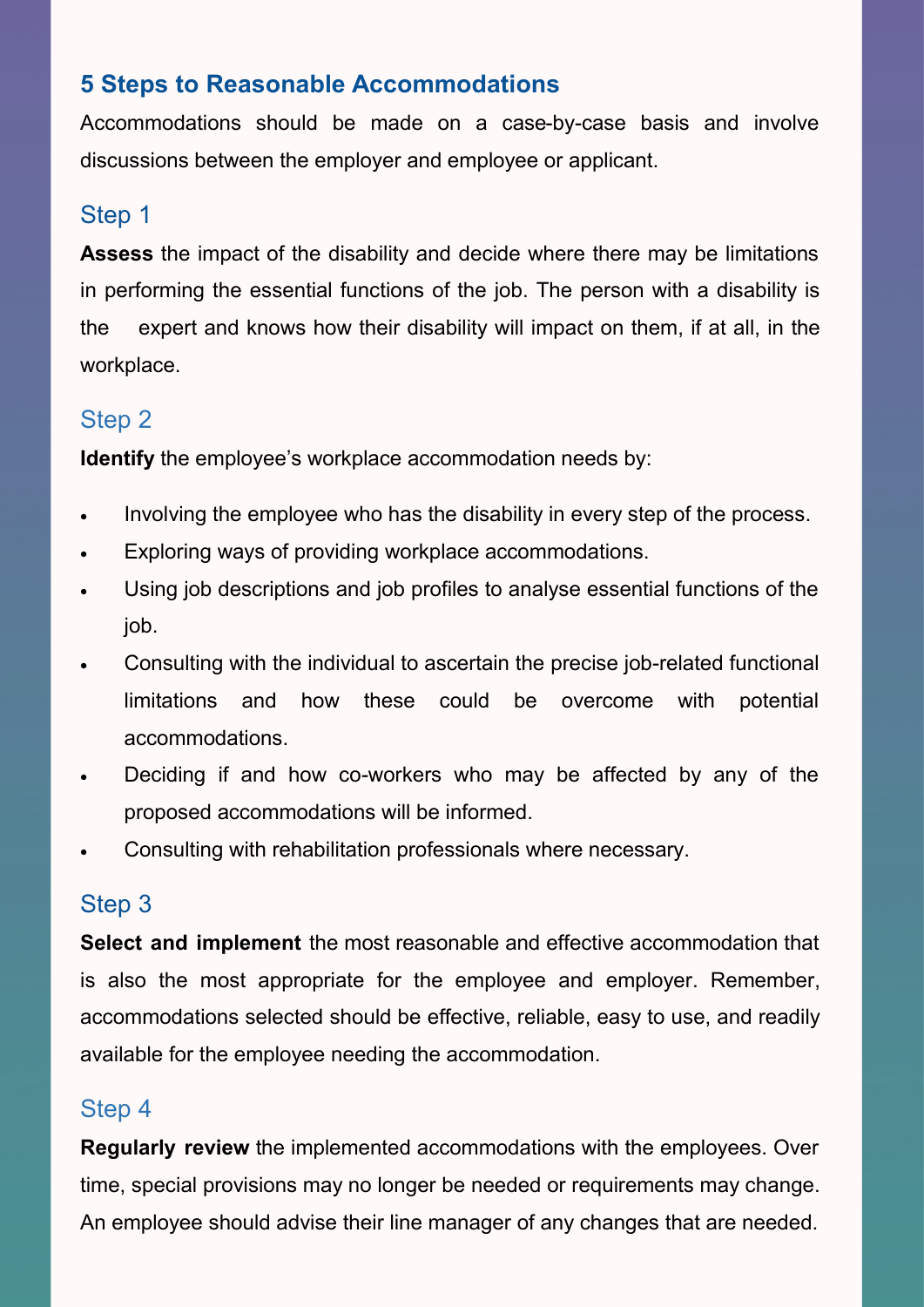## 5 Steps to Reasonable Accommodations

Accommodations should be made on a case-by-case basis and involve discussions between the employer and employee or applicant.

### Step 1

**Assess** the impact of the disability and decide where there may be limitations in performing the essential functions of the job. The person with a disability is the expert and knows how their disability will impact on them, if at all, in the workplace.

### Step 2

**Identify** the employee's workplace accommodation needs by:

- Involving the employee who has the disability in every step of the process.
- Exploring ways of providing workplace accommodations.
- Using job descriptions and job profiles to analyse essential functions of the job.
- Consulting with the individual to ascertain the precise job-related functional limitations and how these could be overcome with potential accommodations.
- Deciding if and how co-workers who may be affected by any of the proposed accommodations will be informed.
- Consulting with rehabilitation professionals where necessary.

### Step 3

**Select and implement** the most reasonable and effective accommodation that is also the most appropriate for the employee and employer. Remember, accommodations selected should be effective, reliable, easy to use, and readily available for the employee needing the accommodation.

### Step 4

**Regularly review** the implemented accommodations with the employees. Over time, special provisions may no longer be needed or requirements may change. An employee should advise their line manager of any changes that are needed.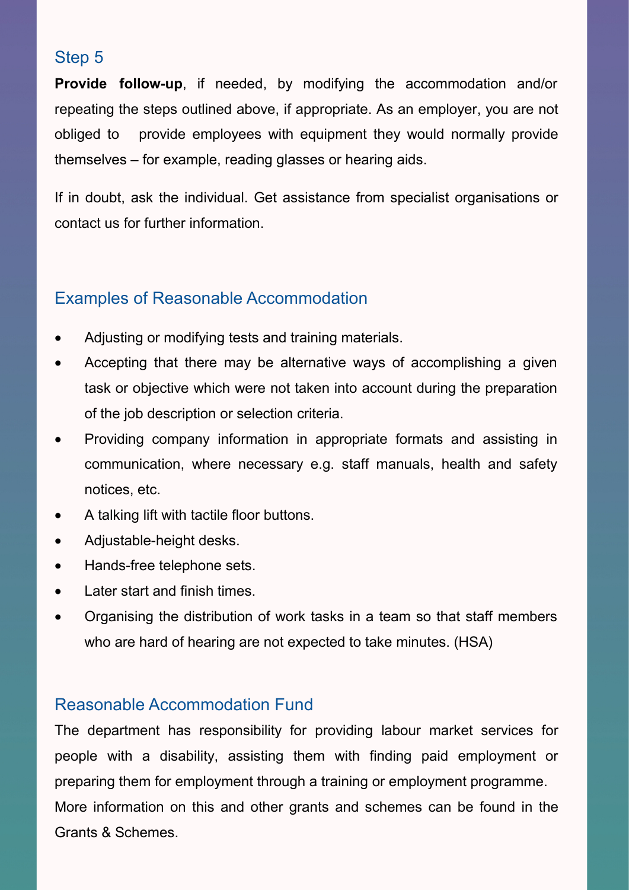## Step 5

**Provide follow-up**, if needed, by modifying the accommodation and/or repeating the steps outlined above, if appropriate. As an employer, you are not obliged to provide employees with equipment they would normally provide themselves – for example, reading glasses or hearing aids.

If in doubt, ask the individual. Get assistance from specialist organisations or contact us for further information.

## Examples of Reasonable Accommodation

- Adjusting or modifying tests and training materials.
- Accepting that there may be alternative ways of accomplishing a given task or objective which were not taken into account during the preparation of the job description or selection criteria.
- Providing company information in appropriate formats and assisting in communication, where necessary e.g. staff manuals, health and safety notices, etc.
- A talking lift with tactile floor buttons.
- Adjustable-height desks.
- Hands-free telephone sets.
- Later start and finish times.
- Organising the distribution of work tasks in a team so that staff members who are hard of hearing are not expected to take minutes. (HSA)

## Reasonable Accommodation Fund

The department has responsibility for providing labour market services for people with a disability, assisting them with finding paid employment or preparing them for employment through a training or employment programme. More information on this and other grants and schemes can be found in the Grants & Schemes.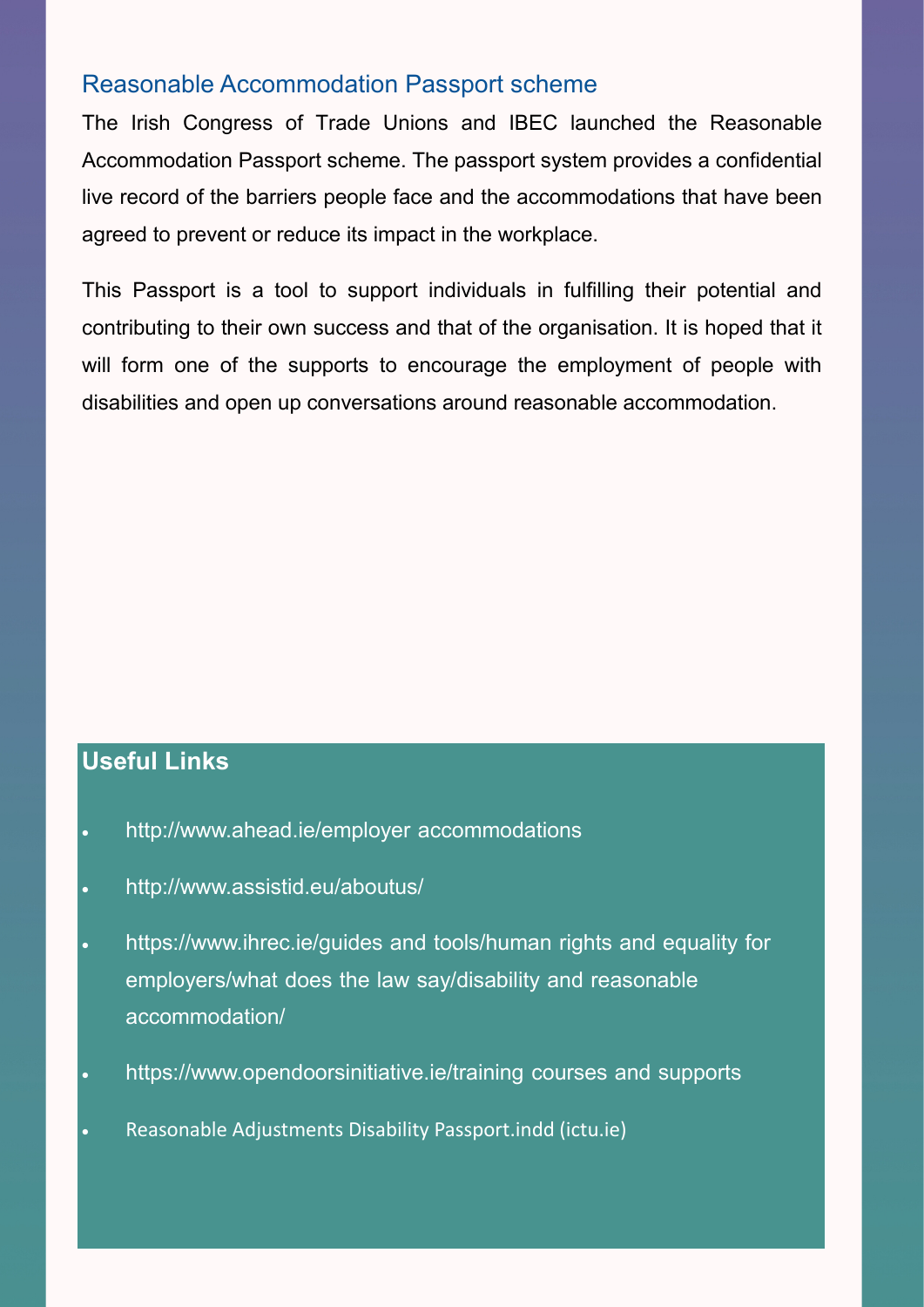## Reasonable Accommodation Passport scheme

The Irish Congress of Trade Unions and IBEC launched the Reasonable Accommodation Passport scheme. The passport system provides a confidential live record of the barriers people face and the accommodations that have been agreed to prevent or reduce its impact in the workplace.

This Passport is a tool to support individuals in fulfilling their potential and contributing to their own success and that of the organisation. It is hoped that it will form one of the supports to encourage the employment of people with disabilities and open up conversations around reasonable accommodation.

## Useful Links

- http://www.ahead.ie/employer accommodations
- http://www.assistid.eu/aboutus/
- https://www.ihrec.ie/guides and tools/human rights and equality for employers/what does the law say/disability and reasonable accommodation/
- https://www.opendoorsinitiative.ie/training courses and supports
- Reasonable Adjustments Disability Passport.indd (ictu.ie)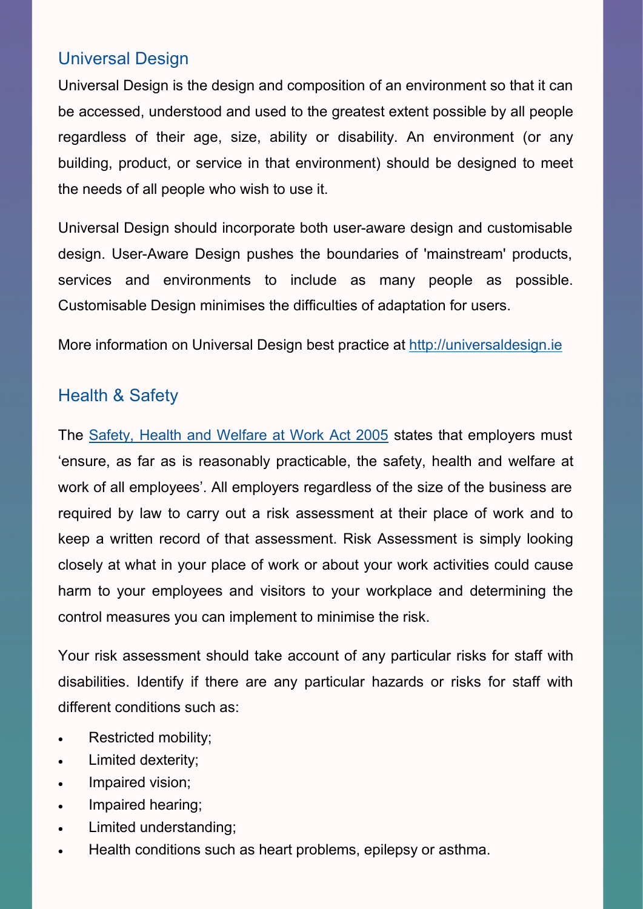## Universal Design

Universal Design is the design and composition of an environment so that it can be accessed, understood and used to the greatest extent possible by all people regardless of their age, size, ability or disability. An environment (or any building, product, or service in that environment) should be designed to meet the needs of all people who wish to use it.

Universal Design should incorporate both user-aware design and customisable design. User-Aware Design pushes the boundaries of 'mainstream' products, services and environments to include as many people as possible. Customisable Design minimises the difficulties of adaptation for users.

More information on Universal Design best practice at [http://universaldesign.ie](http://universaldesign.ie)

## Health & Safety

The [Safety, Health and Welfare at Work Act 2005]() states that employers must 'ensure, as far as is reasonably practicable, the safety, health and welfare at work of all employees'. All employers regardless of the size of the business are required by law to carry out a risk assessment at their place of work and to keep a written record of that assessment. Risk Assessment is simply looking closely at what in your place of work or about your work activities could cause harm to your employees and visitors to your workplace and determining the control measures you can implement to minimise the risk.

Your risk assessment should take account of any particular risks for staff with disabilities. Identify if there are any particular hazards or risks for staff with different conditions such as:

- Restricted mobility;
- Limited dexterity;
- Impaired vision;
- Impaired hearing;
- Limited understanding;
- Health conditions such as heart problems, epilepsy or asthma.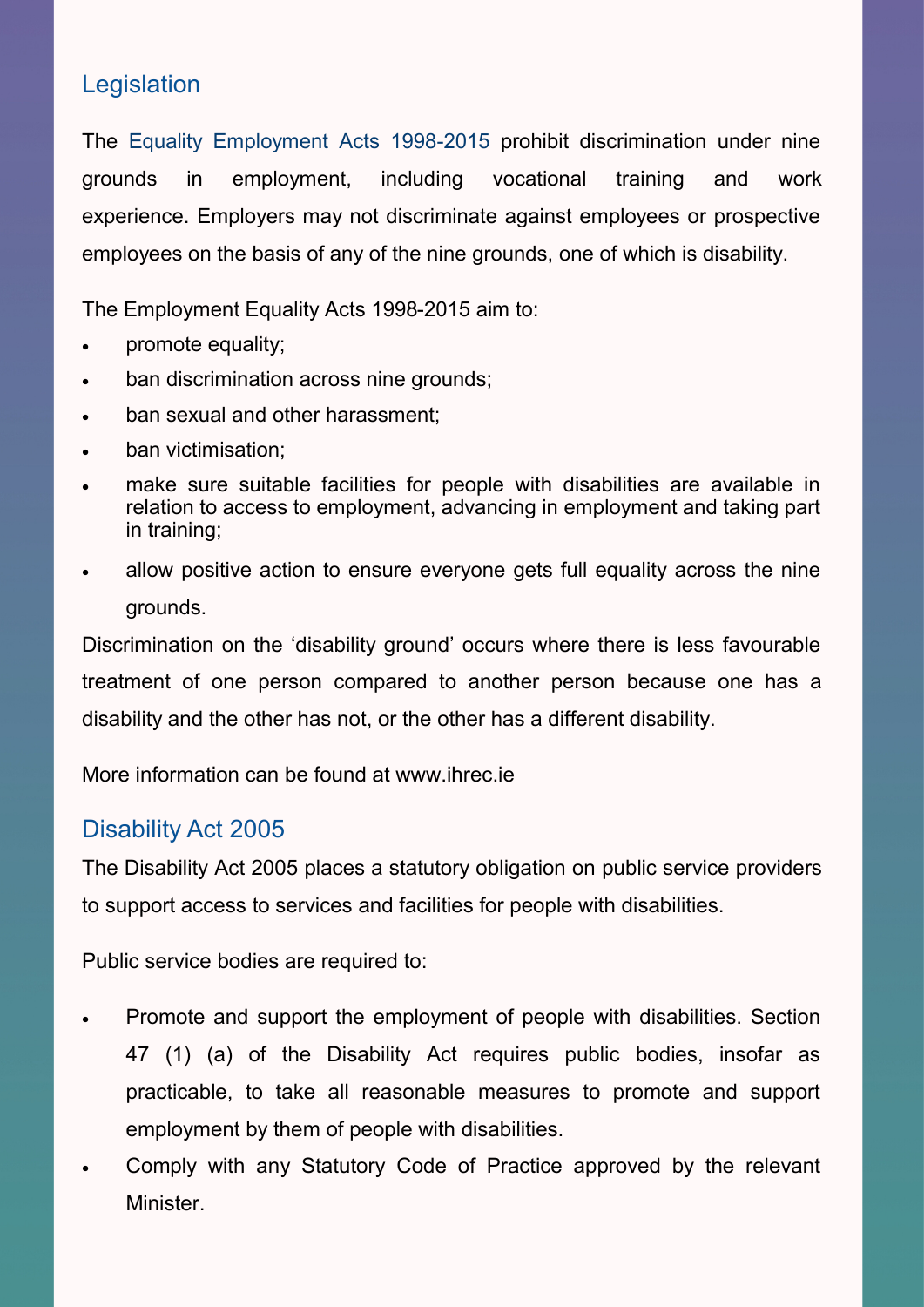## Legislation

The Equality Employment Acts 1998-2015 prohibit discrimination under nine grounds in employment, including vocational training and work experience. Employers may not discriminate against employees or prospective employees on the basis of any of the nine grounds, one of which is disability.

The Employment Equality Acts 1998-2015 aim to:

- promote equality;
- ban discrimination across nine grounds;
- ban sexual and other harassment;
- ban victimisation;
- make sure suitable facilities for people with disabilities are available in relation to access to employment, advancing in employment and taking part in training;
- allow positive action to ensure everyone gets full equality across the nine grounds.

Discrimination on the 'disability ground' occurs where there is less favourable treatment of one person compared to another person because one has a disability and the other has not, or the other has a different disability.

More information can be found at www.ihrec.ie

## Disability Act 2005

The Disability Act 2005 places a statutory obligation on public service providers to support access to services and facilities for people with disabilities.

Public service bodies are required to:

- Promote and support the employment of people with disabilities. Section 47 (1) (a) of the Disability Act requires public bodies, insofar as practicable, to take all reasonable measures to promote and support employment by them of people with disabilities.
- Comply with any Statutory Code of Practice approved by the relevant Minister.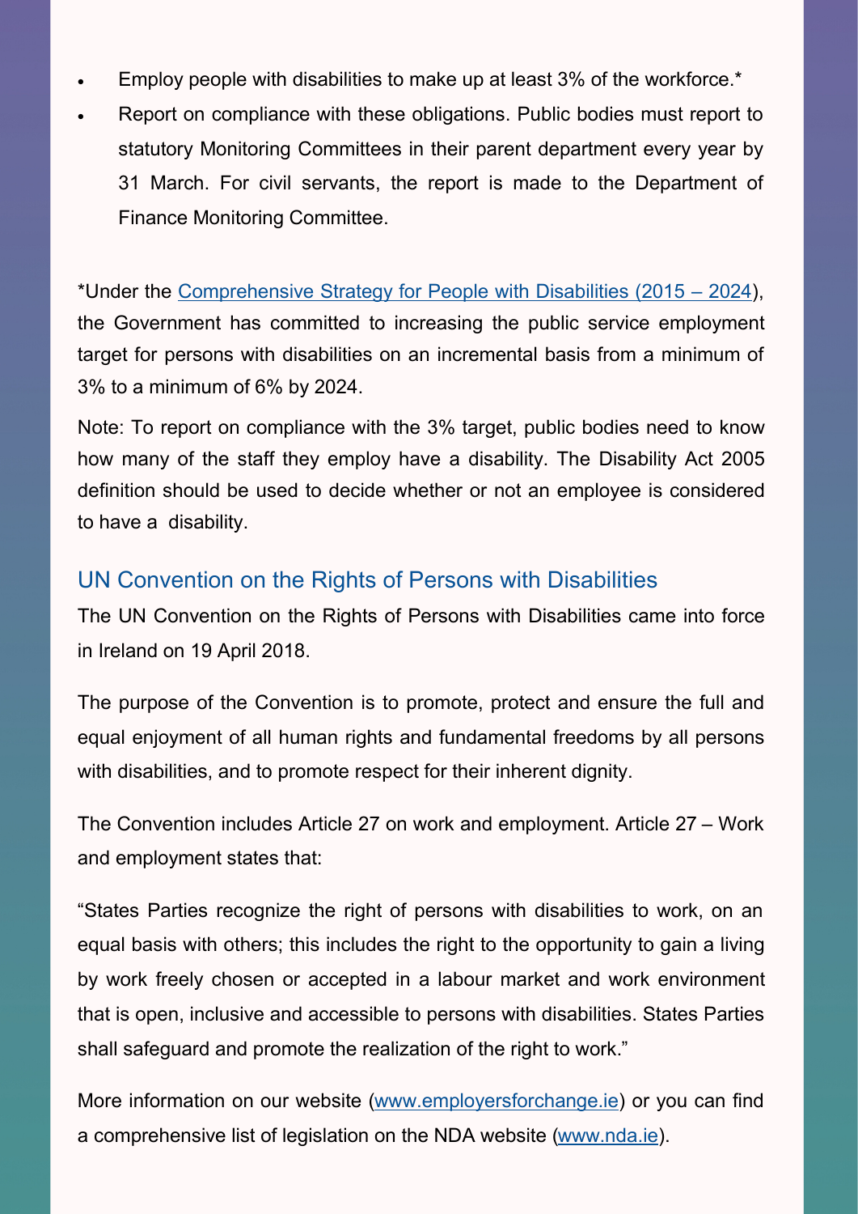- Employ people with disabilities to make up at least 3% of the workforce.*
- Report on compliance with these obligations. Public bodies must report to statutory Monitoring Committees in their parent department every year by 31 March. For civil servants, the report is made to the Department of Finance Monitoring Committee.

*Under the [Comprehensive Strategy for People with Disabilities (2015 – 2024)](), the Government has committed to increasing the public service employment target for persons with disabilities on an incremental basis from a minimum of 3% to a minimum of 6% by 2024.

Note: To report on compliance with the 3% target, public bodies need to know how many of the staff they employ have a disability. The Disability Act 2005 definition should be used to decide whether or not an employee is considered to have a disability.

## UN Convention on the Rights of Persons with Disabilities

The UN Convention on the Rights of Persons with Disabilities came into force in Ireland on 19 April 2018.

The purpose of the Convention is to promote, protect and ensure the full and equal enjoyment of all human rights and fundamental freedoms by all persons with disabilities, and to promote respect for their inherent dignity.

The Convention includes Article 27 on work and employment. Article 27 – Work and employment states that:

"States Parties recognize the right of persons with disabilities to work, on an equal basis with others; this includes the right to the opportunity to gain a living by work freely chosen or accepted in a labour market and work environment that is open, inclusive and accessible to persons with disabilities. States Parties shall safeguard and promote the realization of the right to work."

More information on our website ([www.employersforchange.ie](www.employersforchange.ie)) or you can find a comprehensive list of legislation on the NDA website ([www.nda.ie](www.nda.ie)).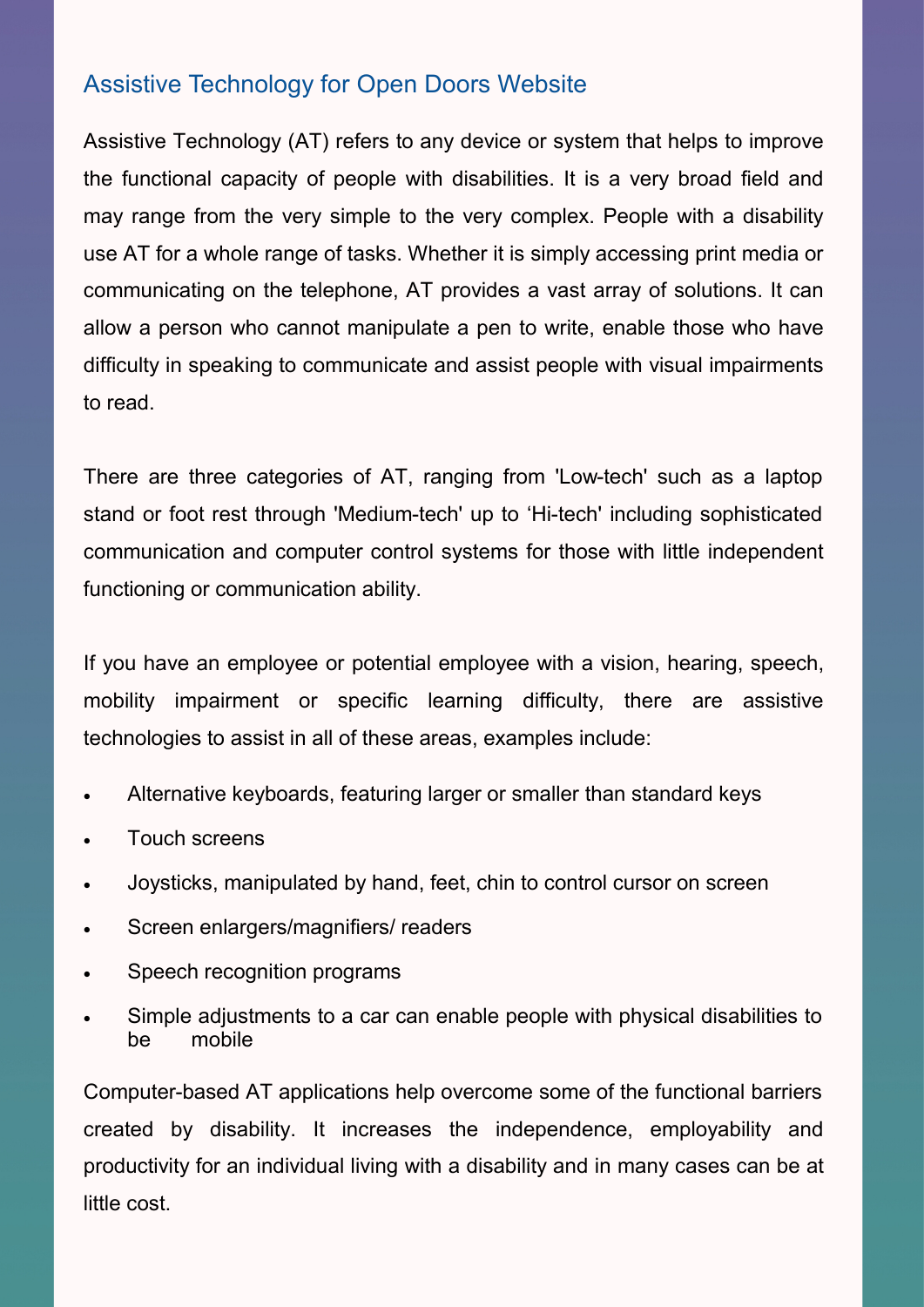## Assistive Technology for Open Doors Website

Assistive Technology (AT) refers to any device or system that helps to improve the functional capacity of people with disabilities. It is a very broad field and may range from the very simple to the very complex. People with a disability use AT for a whole range of tasks. Whether it is simply accessing print media or communicating on the telephone, AT provides a vast array of solutions. It can allow a person who cannot manipulate a pen to write, enable those who have difficulty in speaking to communicate and assist people with visual impairments to read.

There are three categories of AT, ranging from 'Low-tech' such as a laptop stand or foot rest through 'Medium-tech' up to 'Hi-tech' including sophisticated communication and computer control systems for those with little independent functioning or communication ability.

If you have an employee or potential employee with a vision, hearing, speech, mobility impairment or specific learning difficulty, there are assistive technologies to assist in all of these areas, examples include:

- Alternative keyboards, featuring larger or smaller than standard keys
- Touch screens
- Joysticks, manipulated by hand, feet, chin to control cursor on screen
- Screen enlargers/magnifiers/ readers
- Speech recognition programs
- Simple adjustments to a car can enable people with physical disabilities to be mobile

Computer-based AT applications help overcome some of the functional barriers created by disability. It increases the independence, employability and productivity for an individual living with a disability and in many cases can be at little cost.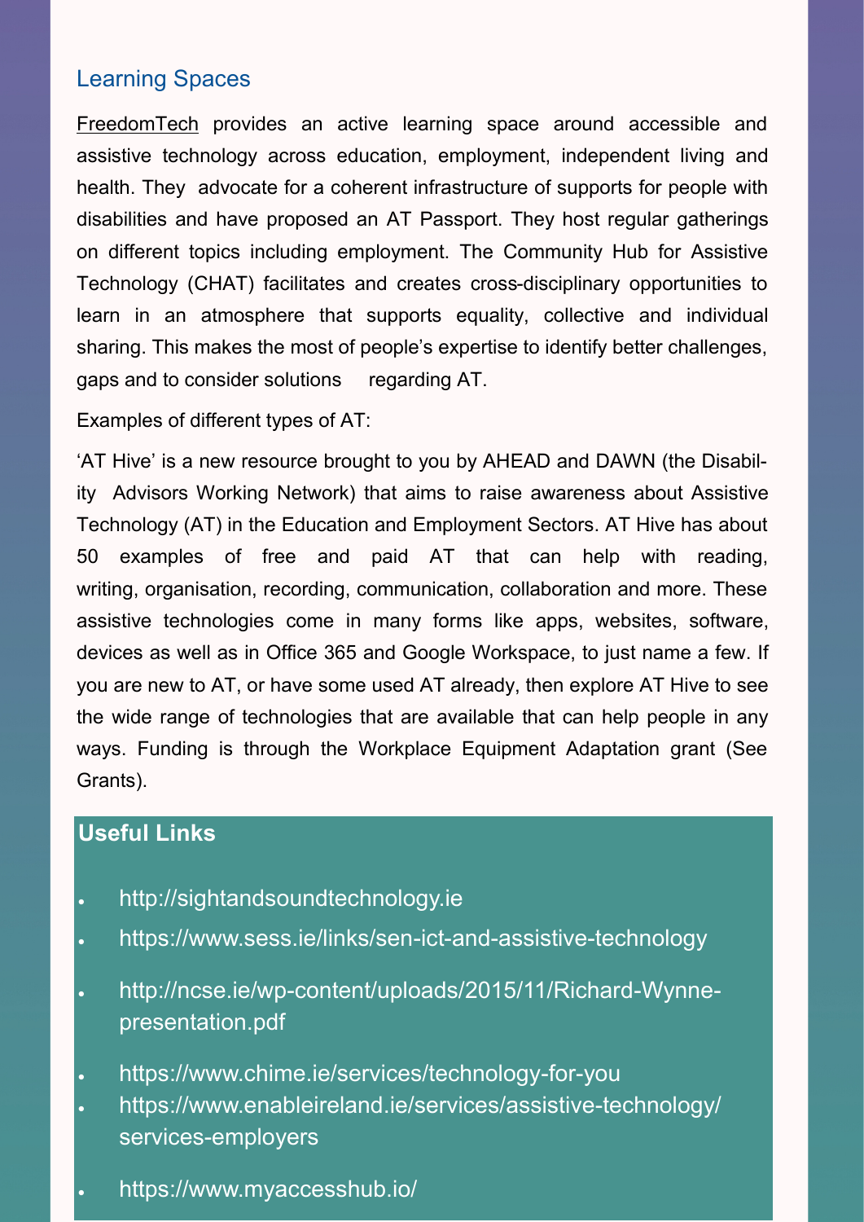## Learning Spaces

FreedomTech provides an active learning space around accessible and assistive technology across education, employment, independent living and health. They advocate for a coherent infrastructure of supports for people with disabilities and have proposed an AT Passport. They host regular gatherings on different topics including employment. The Community Hub for Assistive Technology (CHAT) facilitates and creates cross-disciplinary opportunities to learn in an atmosphere that supports equality, collective and individual sharing. This makes the most of people's expertise to identify better challenges, gaps and to consider solutions regarding AT.

Examples of different types of AT:

'AT Hive' is a new resource brought to you by AHEAD and DAWN (the Disability Advisors Working Network) that aims to raise awareness about Assistive Technology (AT) in the Education and Employment Sectors. AT Hive has about 50 examples of free and paid AT that can help with reading, writing, organisation, recording, communication, collaboration and more. These assistive technologies come in many forms like apps, websites, software, devices as well as in Office 365 and Google Workspace, to just name a few. If you are new to AT, or have some used AT already, then explore AT Hive to see the wide range of technologies that are available that can help people in any ways. Funding is through the Workplace Equipment Adaptation grant (See Grants).

### Useful Links

- http://sightandsoundtechnology.ie
- https://www.sess.ie/links/sen-ict-and-assistive-technology
- http://ncse.ie/wp-content/uploads/2015/11/Richard-Wynne-presentation.pdf
- https://www.chime.ie/services/technology-for-you
- https://www.enableireland.ie/services/assistive-technology/services-employers
- https://www.myaccesshub.io/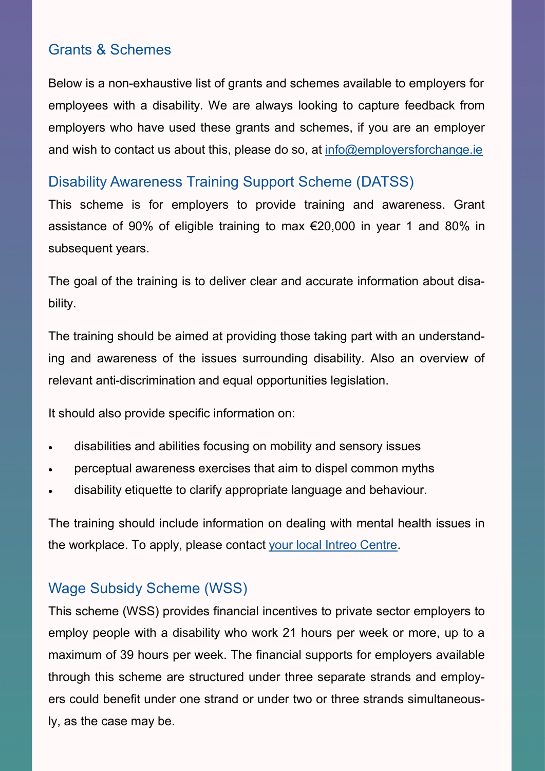## Grants & Schemes

Below is a non-exhaustive list of grants and schemes available to employers for employees with a disability. We are always looking to capture feedback from employers who have used these grants and schemes, if you are an employer and wish to contact us about this, please do so, at [info@employersforchange.ie](mailto:info@employersforchange.ie)

## Disability Awareness Training Support Scheme (DATSS)

This scheme is for employers to provide training and awareness. Grant assistance of 90% of eligible training to max €20,000 in year 1 and 80% in subsequent years.

The goal of the training is to deliver clear and accurate information about disability.

The training should be aimed at providing those taking part with an understanding and awareness of the issues surrounding disability. Also an overview of relevant anti-discrimination and equal opportunities legislation.

It should also provide specific information on:

- disabilities and abilities focusing on mobility and sensory issues
- perceptual awareness exercises that aim to dispel common myths
- disability etiquette to clarify appropriate language and behaviour.

The training should include information on dealing with mental health issues in the workplace. To apply, please contact your local Intreo Centre.

## Wage Subsidy Scheme (WSS)

This scheme (WSS) provides financial incentives to private sector employers to employ people with a disability who work 21 hours per week or more, up to a maximum of 39 hours per week. The financial supports for employers available through this scheme are structured under three separate strands and employers could benefit under one strand or under two or three strands simultaneously, as the case may be.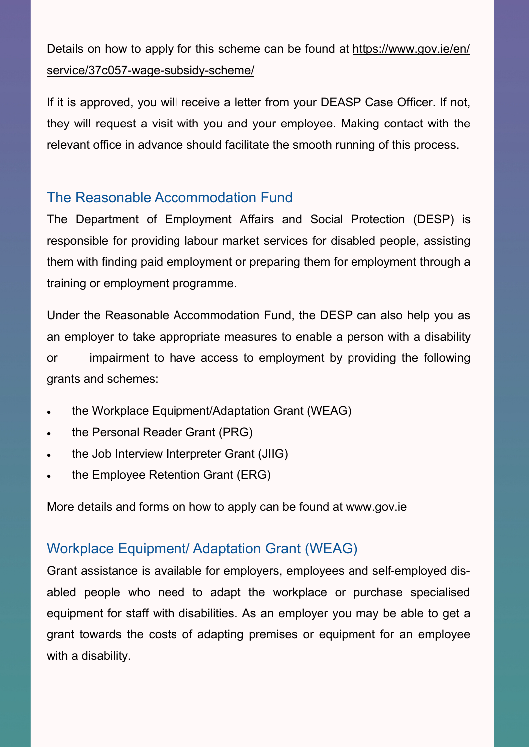Details on how to apply for this scheme can be found at https://www.gov.ie/en/service/37c057-wage-subsidy-scheme/

If it is approved, you will receive a letter from your DEASP Case Officer. If not, they will request a visit with you and your employee. Making contact with the relevant office in advance should facilitate the smooth running of this process.

## The Reasonable Accommodation Fund

The Department of Employment Affairs and Social Protection (DESP) is responsible for providing labour market services for disabled people, assisting them with finding paid employment or preparing them for employment through a training or employment programme.

Under the Reasonable Accommodation Fund, the DESP can also help you as an employer to take appropriate measures to enable a person with a disability or impairment to have access to employment by providing the following grants and schemes:

- the Workplace Equipment/Adaptation Grant (WEAG)
- the Personal Reader Grant (PRG)
- the Job Interview Interpreter Grant (JIIG)
- the Employee Retention Grant (ERG)

More details and forms on how to apply can be found at www.gov.ie

## Workplace Equipment/ Adaptation Grant (WEAG)

Grant assistance is available for employers, employees and self-employed disabled people who need to adapt the workplace or purchase specialised equipment for staff with disabilities. As an employer you may be able to get a grant towards the costs of adapting premises or equipment for an employee with a disability.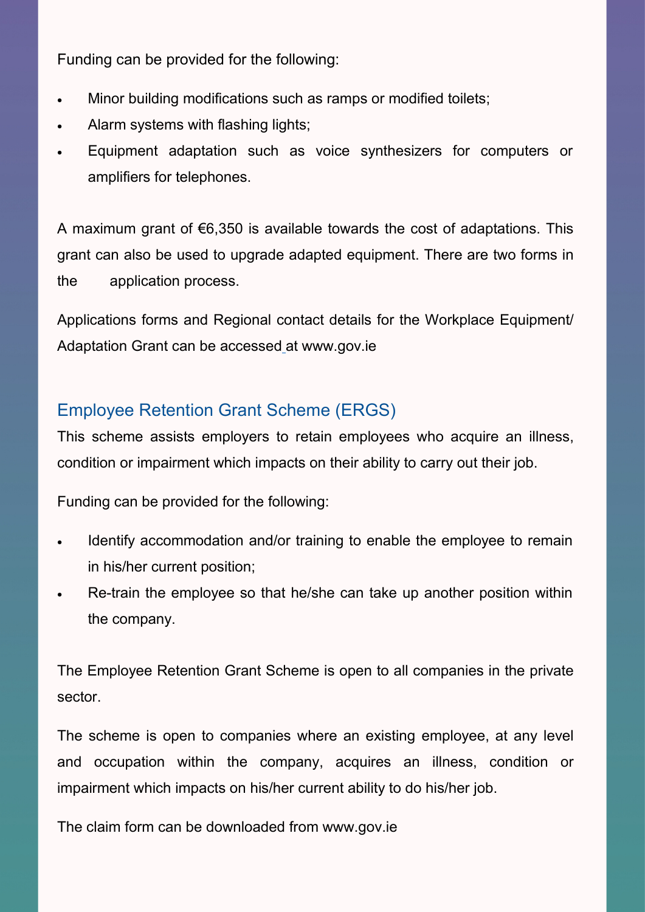Funding can be provided for the following:

- Minor building modifications such as ramps or modified toilets;
- Alarm systems with flashing lights;
- Equipment adaptation such as voice synthesizers for computers or amplifiers for telephones.

A maximum grant of €6,350 is available towards the cost of adaptations. This grant can also be used to upgrade adapted equipment. There are two forms in the application process.

Applications forms and Regional contact details for the Workplace Equipment/ Adaptation Grant can be accessed at www.gov.ie

## Employee Retention Grant Scheme (ERGS)

This scheme assists employers to retain employees who acquire an illness, condition or impairment which impacts on their ability to carry out their job.

Funding can be provided for the following:

- Identify accommodation and/or training to enable the employee to remain in his/her current position;
- Re-train the employee so that he/she can take up another position within the company.

The Employee Retention Grant Scheme is open to all companies in the private sector.

The scheme is open to companies where an existing employee, at any level and occupation within the company, acquires an illness, condition or impairment which impacts on his/her current ability to do his/her job.

The claim form can be downloaded from www.gov.ie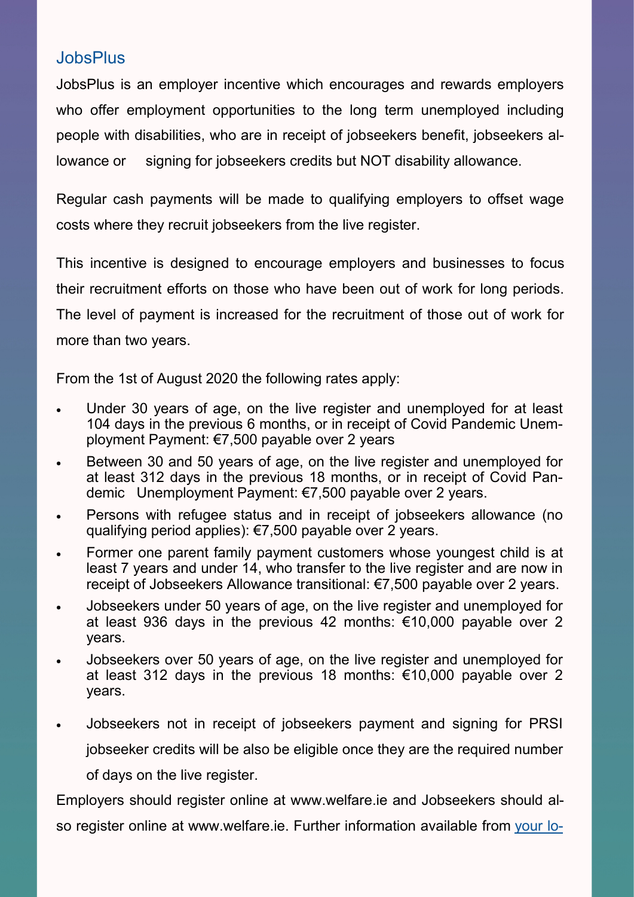## JobsPlus

JobsPlus is an employer incentive which encourages and rewards employers who offer employment opportunities to the long term unemployed including people with disabilities, who are in receipt of jobseekers benefit, jobseekers allowance or signing for jobseekers credits but NOT disability allowance.

Regular cash payments will be made to qualifying employers to offset wage costs where they recruit jobseekers from the live register.

This incentive is designed to encourage employers and businesses to focus their recruitment efforts on those who have been out of work for long periods. The level of payment is increased for the recruitment of those out of work for more than two years.

From the 1st of August 2020 the following rates apply:

- Under 30 years of age, on the live register and unemployed for at least 104 days in the previous 6 months, or in receipt of Covid Pandemic Unemployment Payment: €7,500 payable over 2 years
- Between 30 and 50 years of age, on the live register and unemployed for at least 312 days in the previous 18 months, or in receipt of Covid Pandemic Unemployment Payment: €7,500 payable over 2 years.
- Persons with refugee status and in receipt of jobseekers allowance (no qualifying period applies): €7,500 payable over 2 years.
- Former one parent family payment customers whose youngest child is at least 7 years and under 14, who transfer to the live register and are now in receipt of Jobseekers Allowance transitional: €7,500 payable over 2 years.
- Jobseekers under 50 years of age, on the live register and unemployed for at least 936 days in the previous 42 months: €10,000 payable over 2 years.
- Jobseekers over 50 years of age, on the live register and unemployed for at least 312 days in the previous 18 months: €10,000 payable over 2 years.
- Jobseekers not in receipt of jobseekers payment and signing for PRSI jobseeker credits will be also be eligible once they are the required number of days on the live register.

Employers should register online at www.welfare.ie and Jobseekers should also register online at www.welfare.ie. Further information available from your lo-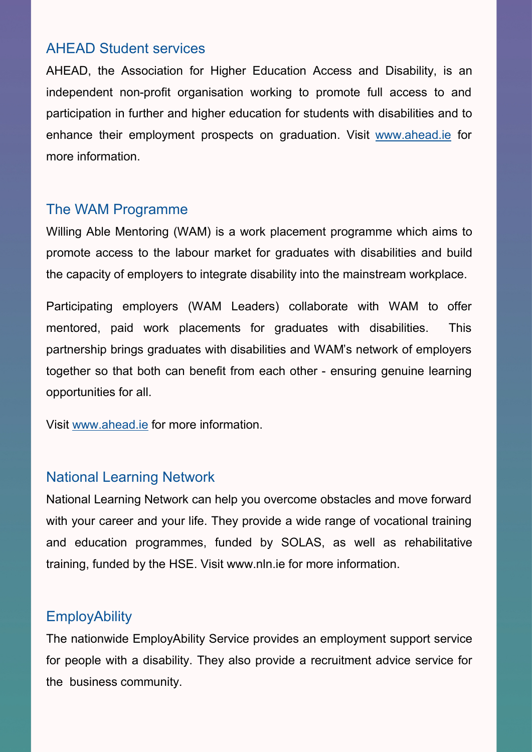## AHEAD Student services

AHEAD, the Association for Higher Education Access and Disability, is an independent non-profit organisation working to promote full access to and participation in further and higher education for students with disabilities and to enhance their employment prospects on graduation. Visit www.ahead.ie for more information.

## The WAM Programme

Willing Able Mentoring (WAM) is a work placement programme which aims to promote access to the labour market for graduates with disabilities and build the capacity of employers to integrate disability into the mainstream workplace.

Participating employers (WAM Leaders) collaborate with WAM to offer mentored, paid work placements for graduates with disabilities. This partnership brings graduates with disabilities and WAM's network of employers together so that both can benefit from each other - ensuring genuine learning opportunities for all.

Visit www.ahead.ie for more information.

## National Learning Network

National Learning Network can help you overcome obstacles and move forward with your career and your life. They provide a wide range of vocational training and education programmes, funded by SOLAS, as well as rehabilitative training, funded by the HSE. Visit www.nln.ie for more information.

## EmployAbility

The nationwide EmployAbility Service provides an employment support service for people with a disability. They also provide a recruitment advice service for the business community.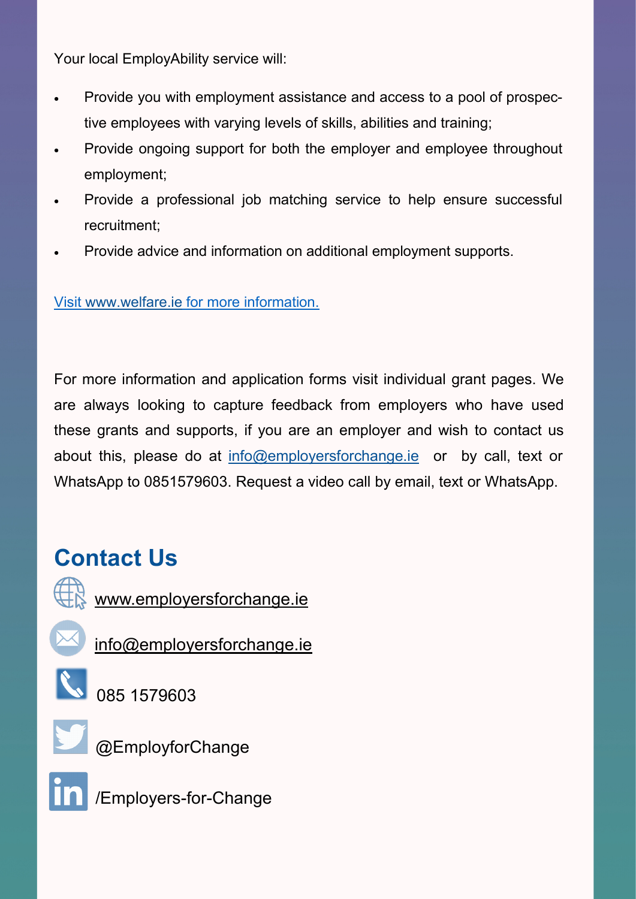Your local EmployAbility service will:

- Provide you with employment assistance and access to a pool of prospective employees with varying levels of skills, abilities and training;
- Provide ongoing support for both the employer and employee throughout employment;
- Provide a professional job matching service to help ensure successful recruitment;
- Provide advice and information on additional employment supports.

Visit www.welfare.ie for more information.

For more information and application forms visit individual grant pages. We are always looking to capture feedback from employers who have used these grants and supports, if you are an employer and wish to contact us about this, please do at info@employersforchange.ie or by call, text or WhatsApp to 0851579603. Request a video call by email, text or WhatsApp.

## Contact Us

www.employersforchange.ie

info@employersforchange.ie

085 1579603

@EmployforChange

/Employers-for-Change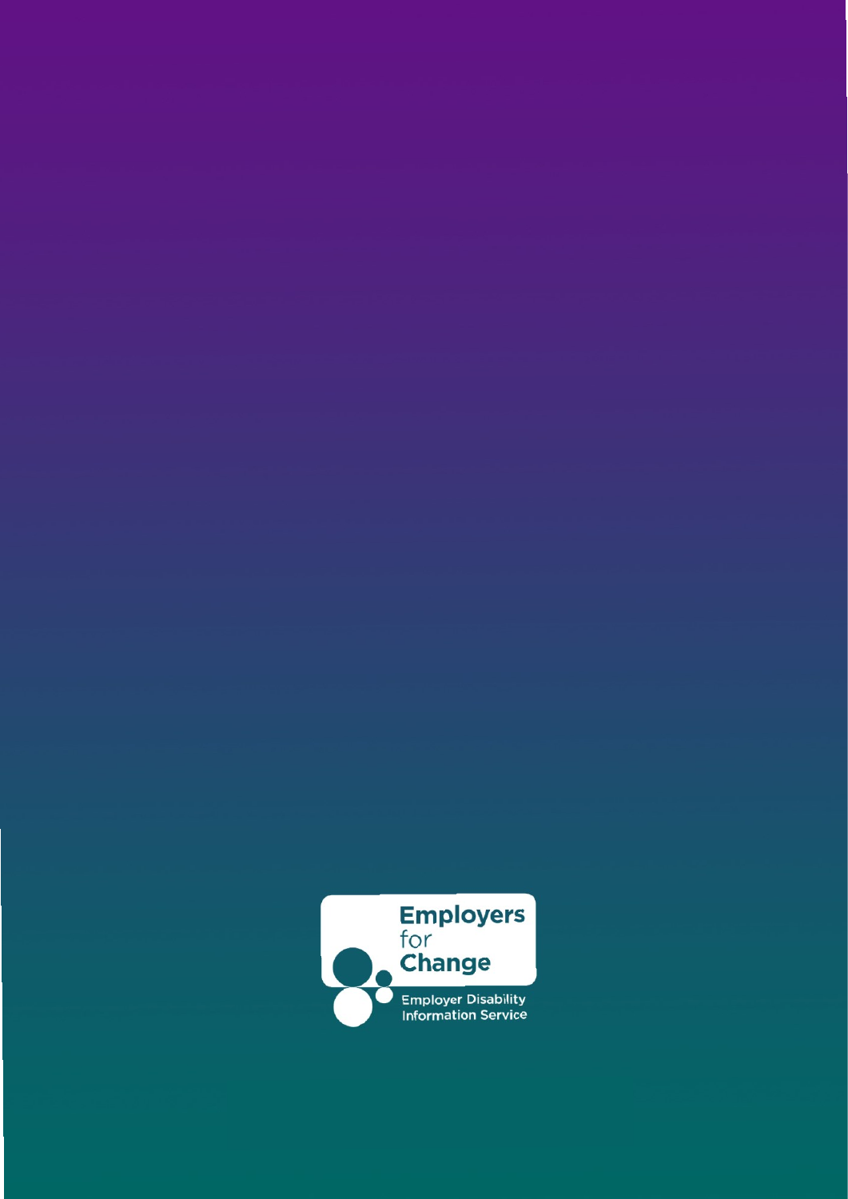Employers for Change

Employer Disability Information Service